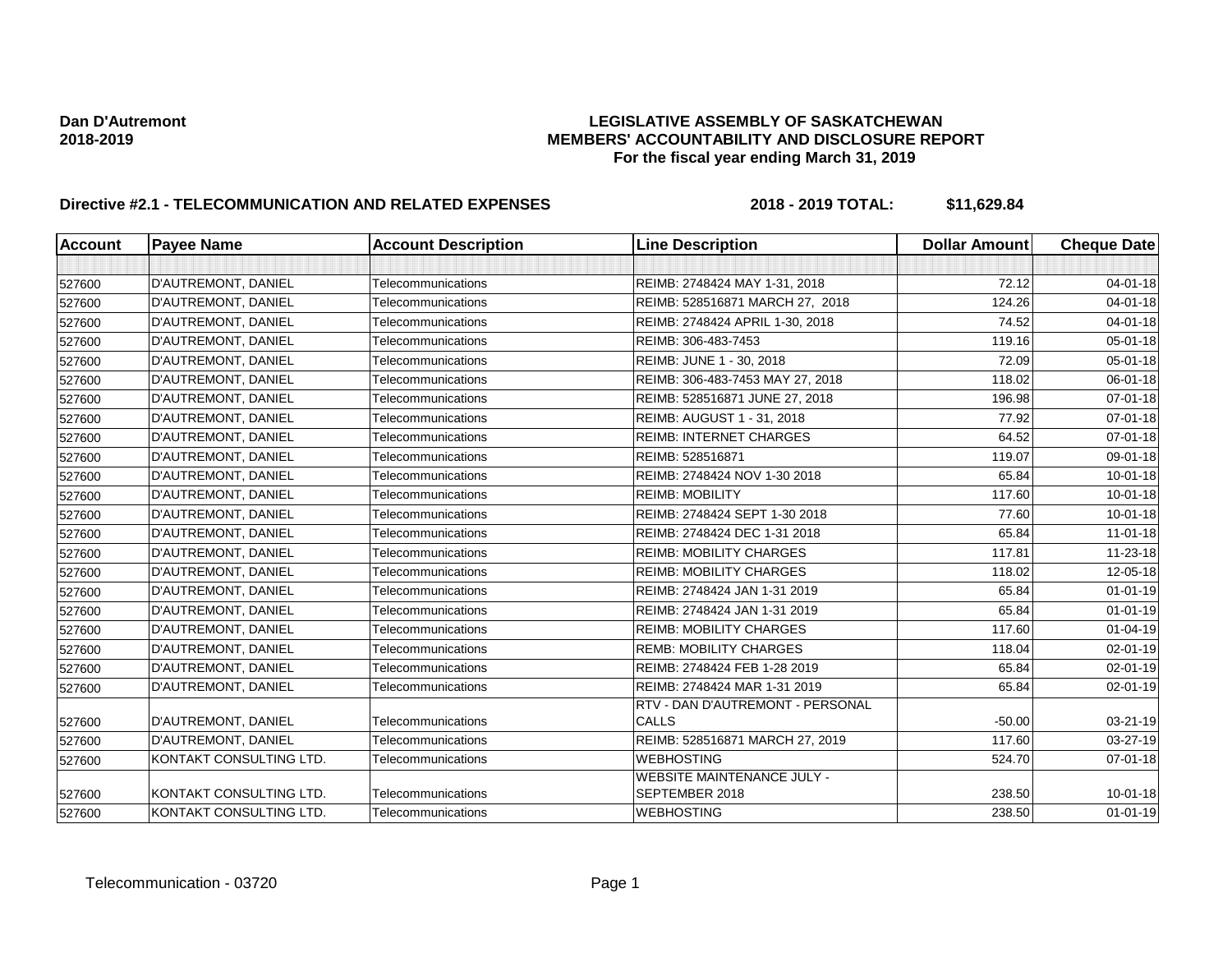**Dan D'Autremont**
**2018-2019**

# LEGISLATIVE ASSEMBLY OF SASKATCHEWAN
## MEMBERS' ACCOUNTABILITY AND DISCLOSURE REPORT
### For the fiscal year ending March 31, 2019

**Directive #2.1 - TELECOMMUNICATION AND RELATED EXPENSES** **2018 - 2019 TOTAL: $11,629.84**

| Account | Payee Name | Account Description | Line Description | Dollar Amount | Cheque Date |
|---|---|---|---|---|---|
| | | | | | |
| 527600 | D'AUTREMONT, DANIEL | Telecommunications | REIMB: 2748424 MAY 1-31, 2018 | 72.12 | 04-01-18 |
| 527600 | D'AUTREMONT, DANIEL | Telecommunications | REIMB: 528516871 MARCH 27, 2018 | 124.26 | 04-01-18 |
| 527600 | D'AUTREMONT, DANIEL | Telecommunications | REIMB: 2748424 APRIL 1-30, 2018 | 74.52 | 04-01-18 |
| 527600 | D'AUTREMONT, DANIEL | Telecommunications | REIMB: 306-483-7453 | 119.16 | 05-01-18 |
| 527600 | D'AUTREMONT, DANIEL | Telecommunications | REIMB: JUNE 1 - 30, 2018 | 72.09 | 05-01-18 |
| 527600 | D'AUTREMONT, DANIEL | Telecommunications | REIMB: 306-483-7453 MAY 27, 2018 | 118.02 | 06-01-18 |
| 527600 | D'AUTREMONT, DANIEL | Telecommunications | REIMB: 528516871 JUNE 27, 2018 | 196.98 | 07-01-18 |
| 527600 | D'AUTREMONT, DANIEL | Telecommunications | REIMB: AUGUST 1 - 31, 2018 | 77.92 | 07-01-18 |
| 527600 | D'AUTREMONT, DANIEL | Telecommunications | REIMB: INTERNET CHARGES | 64.52 | 07-01-18 |
| 527600 | D'AUTREMONT, DANIEL | Telecommunications | REIMB: 528516871 | 119.07 | 09-01-18 |
| 527600 | D'AUTREMONT, DANIEL | Telecommunications | REIMB: 2748424 NOV 1-30 2018 | 65.84 | 10-01-18 |
| 527600 | D'AUTREMONT, DANIEL | Telecommunications | REIMB: MOBILITY | 117.60 | 10-01-18 |
| 527600 | D'AUTREMONT, DANIEL | Telecommunications | REIMB: 2748424 SEPT 1-30 2018 | 77.60 | 10-01-18 |
| 527600 | D'AUTREMONT, DANIEL | Telecommunications | REIMB: 2748424 DEC 1-31 2018 | 65.84 | 11-01-18 |
| 527600 | D'AUTREMONT, DANIEL | Telecommunications | REIMB: MOBILITY CHARGES | 117.81 | 11-23-18 |
| 527600 | D'AUTREMONT, DANIEL | Telecommunications | REIMB: MOBILITY CHARGES | 118.02 | 12-05-18 |
| 527600 | D'AUTREMONT, DANIEL | Telecommunications | REIMB: 2748424 JAN 1-31 2019 | 65.84 | 01-01-19 |
| 527600 | D'AUTREMONT, DANIEL | Telecommunications | REIMB: 2748424 JAN 1-31 2019 | 65.84 | 01-01-19 |
| 527600 | D'AUTREMONT, DANIEL | Telecommunications | REIMB: MOBILITY CHARGES | 117.60 | 01-04-19 |
| 527600 | D'AUTREMONT, DANIEL | Telecommunications | REMB: MOBILITY CHARGES | 118.04 | 02-01-19 |
| 527600 | D'AUTREMONT, DANIEL | Telecommunications | REIMB: 2748424 FEB 1-28 2019 | 65.84 | 02-01-19 |
| 527600 | D'AUTREMONT, DANIEL | Telecommunications | REIMB: 2748424 MAR 1-31 2019 | 65.84 | 02-01-19 |
| 527600 | D'AUTREMONT, DANIEL | Telecommunications | RTV - DAN D'AUTREMONT - PERSONAL CALLS | -50.00 | 03-21-19 |
| 527600 | D'AUTREMONT, DANIEL | Telecommunications | REIMB: 528516871 MARCH 27, 2019 | 117.60 | 03-27-19 |
| 527600 | KONTAKT CONSULTING LTD. | Telecommunications | WEBHOSTING | 524.70 | 07-01-18 |
| 527600 | KONTAKT CONSULTING LTD. | Telecommunications | WEBSITE MAINTENANCE JULY - SEPTEMBER 2018 | 238.50 | 10-01-18 |
| 527600 | KONTAKT CONSULTING LTD. | Telecommunications | WEBHOSTING | 238.50 | 01-01-19 |

Telecommunication - 03720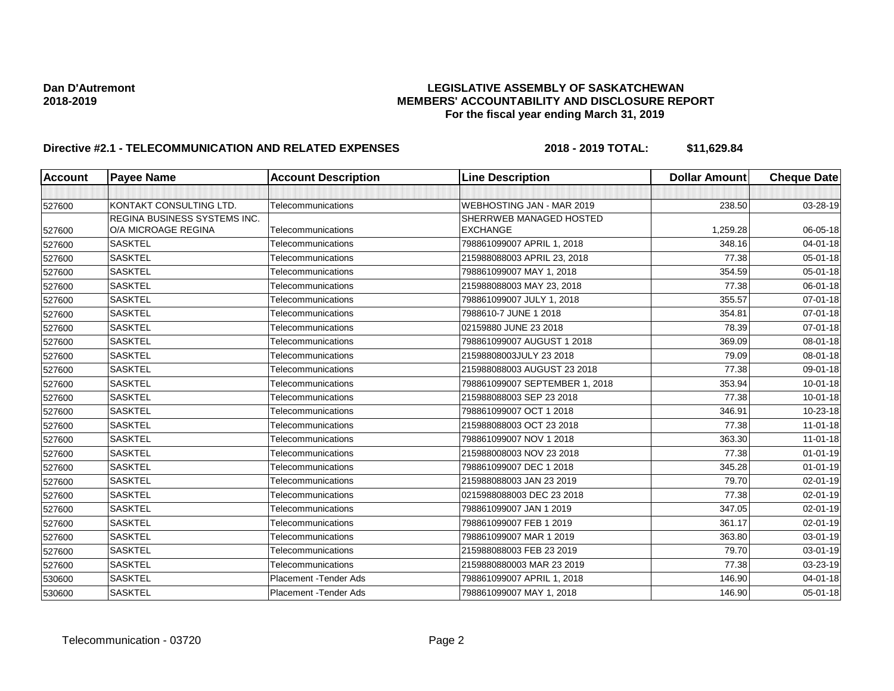**Dan D'Autremont**
**2018-2019**

## LEGISLATIVE ASSEMBLY OF SASKATCHEWAN
## MEMBERS' ACCOUNTABILITY AND DISCLOSURE REPORT
### For the fiscal year ending March 31, 2019

### Directive #2.1 - TELECOMMUNICATION AND RELATED EXPENSES — 2018 - 2019 TOTAL: $11,629.84

| Account | Payee Name | Account Description | Line Description | Dollar Amount | Cheque Date |
|---|---|---|---|---|---|
| | | | | | |
| 527600 | KONTAKT CONSULTING LTD. | Telecommunications | WEBHOSTING JAN - MAR 2019 | 238.50 | 03-28-19 |
| 527600 | REGINA BUSINESS SYSTEMS INC. O/A MICROAGE REGINA | Telecommunications | SHERRWEB MANAGED HOSTED EXCHANGE | 1,259.28 | 06-05-18 |
| 527600 | SASKTEL | Telecommunications | 798861099007 APRIL 1, 2018 | 348.16 | 04-01-18 |
| 527600 | SASKTEL | Telecommunications | 215988088003 APRIL 23, 2018 | 77.38 | 05-01-18 |
| 527600 | SASKTEL | Telecommunications | 798861099007 MAY 1, 2018 | 354.59 | 05-01-18 |
| 527600 | SASKTEL | Telecommunications | 215988088003 MAY 23, 2018 | 77.38 | 06-01-18 |
| 527600 | SASKTEL | Telecommunications | 798861099007 JULY 1, 2018 | 355.57 | 07-01-18 |
| 527600 | SASKTEL | Telecommunications | 7988610-7 JUNE 1 2018 | 354.81 | 07-01-18 |
| 527600 | SASKTEL | Telecommunications | 02159880 JUNE 23 2018 | 78.39 | 07-01-18 |
| 527600 | SASKTEL | Telecommunications | 798861099007 AUGUST 1 2018 | 369.09 | 08-01-18 |
| 527600 | SASKTEL | Telecommunications | 21598808003JULY 23 2018 | 79.09 | 08-01-18 |
| 527600 | SASKTEL | Telecommunications | 215988088003 AUGUST 23 2018 | 77.38 | 09-01-18 |
| 527600 | SASKTEL | Telecommunications | 798861099007 SEPTEMBER 1, 2018 | 353.94 | 10-01-18 |
| 527600 | SASKTEL | Telecommunications | 215988088003 SEP 23 2018 | 77.38 | 10-01-18 |
| 527600 | SASKTEL | Telecommunications | 798861099007 OCT 1 2018 | 346.91 | 10-23-18 |
| 527600 | SASKTEL | Telecommunications | 215988088003 OCT 23 2018 | 77.38 | 11-01-18 |
| 527600 | SASKTEL | Telecommunications | 798861099007 NOV 1 2018 | 363.30 | 11-01-18 |
| 527600 | SASKTEL | Telecommunications | 215988008003 NOV 23 2018 | 77.38 | 01-01-19 |
| 527600 | SASKTEL | Telecommunications | 798861099007 DEC 1 2018 | 345.28 | 01-01-19 |
| 527600 | SASKTEL | Telecommunications | 215988088003 JAN 23 2019 | 79.70 | 02-01-19 |
| 527600 | SASKTEL | Telecommunications | 0215988088003 DEC 23 2018 | 77.38 | 02-01-19 |
| 527600 | SASKTEL | Telecommunications | 798861099007 JAN 1 2019 | 347.05 | 02-01-19 |
| 527600 | SASKTEL | Telecommunications | 798861099007 FEB 1 2019 | 361.17 | 02-01-19 |
| 527600 | SASKTEL | Telecommunications | 798861099007 MAR 1 2019 | 363.80 | 03-01-19 |
| 527600 | SASKTEL | Telecommunications | 215988088003 FEB 23 2019 | 79.70 | 03-01-19 |
| 527600 | SASKTEL | Telecommunications | 2159880880003 MAR 23 2019 | 77.38 | 03-23-19 |
| 530600 | SASKTEL | Placement -Tender Ads | 798861099007 APRIL 1, 2018 | 146.90 | 04-01-18 |
| 530600 | SASKTEL | Placement -Tender Ads | 798861099007 MAY 1, 2018 | 146.90 | 05-01-18 |

Telecommunication - 03720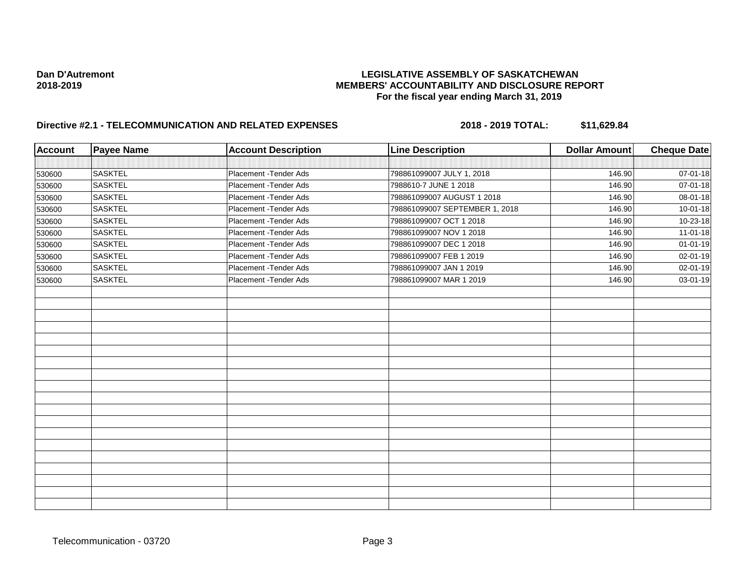**Dan D'Autremont**
**2018-2019**

**LEGISLATIVE ASSEMBLY OF SASKATCHEWAN**
**MEMBERS' ACCOUNTABILITY AND DISCLOSURE REPORT**
**For the fiscal year ending March 31, 2019**

## Directive #2.1 - TELECOMMUNICATION AND RELATED EXPENSES — 2018 - 2019 TOTAL: $11,629.84

| Account | Payee Name | Account Description | Line Description | Dollar Amount | Cheque Date |
|---|---|---|---|---|---|
| 530600 | SASKTEL | Placement -Tender Ads | 798861099007 JULY 1, 2018 | 146.90 | 07-01-18 |
| 530600 | SASKTEL | Placement -Tender Ads | 7988610-7 JUNE 1 2018 | 146.90 | 07-01-18 |
| 530600 | SASKTEL | Placement -Tender Ads | 798861099007 AUGUST 1 2018 | 146.90 | 08-01-18 |
| 530600 | SASKTEL | Placement -Tender Ads | 798861099007 SEPTEMBER 1, 2018 | 146.90 | 10-01-18 |
| 530600 | SASKTEL | Placement -Tender Ads | 798861099007 OCT 1 2018 | 146.90 | 10-23-18 |
| 530600 | SASKTEL | Placement -Tender Ads | 798861099007 NOV 1 2018 | 146.90 | 11-01-18 |
| 530600 | SASKTEL | Placement -Tender Ads | 798861099007 DEC 1 2018 | 146.90 | 01-01-19 |
| 530600 | SASKTEL | Placement -Tender Ads | 798861099007 FEB 1 2019 | 146.90 | 02-01-19 |
| 530600 | SASKTEL | Placement -Tender Ads | 798861099007 JAN 1 2019 | 146.90 | 02-01-19 |
| 530600 | SASKTEL | Placement -Tender Ads | 798861099007 MAR 1 2019 | 146.90 | 03-01-19 |

Telecommunication - 03720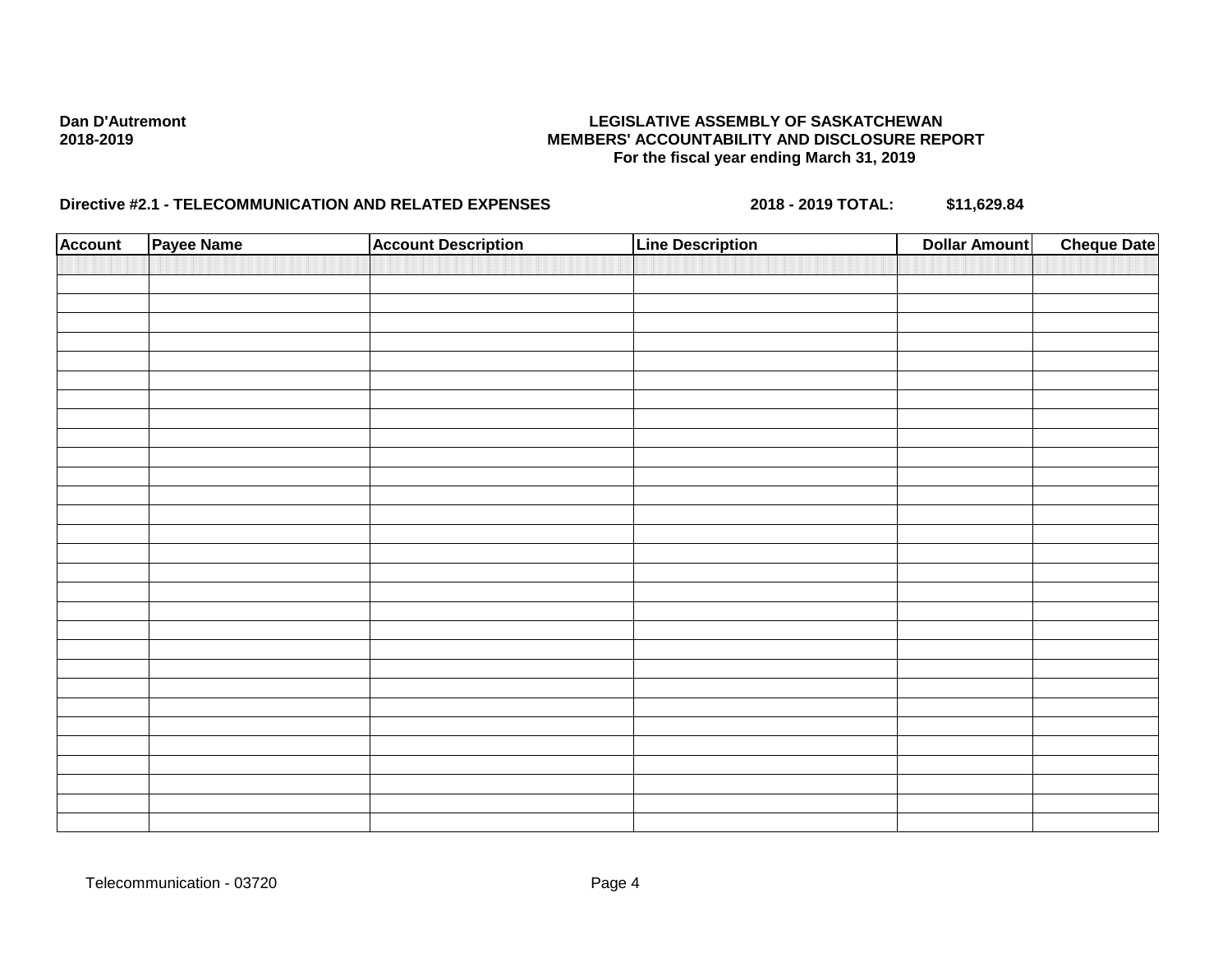Dan D'Autremont
2018-2019

**LEGISLATIVE ASSEMBLY OF SASKATCHEWAN**
**MEMBERS' ACCOUNTABILITY AND DISCLOSURE REPORT**
**For the fiscal year ending March 31, 2019**

**Directive #2.1 - TELECOMMUNICATION AND RELATED EXPENSES** **2018 - 2019 TOTAL: $11,629.84**

| Account | Payee Name | Account Description | Line Description | Dollar Amount | Cheque Date |
|---|---|---|---|---|---|
| | | | | | |

Telecommunication - 03720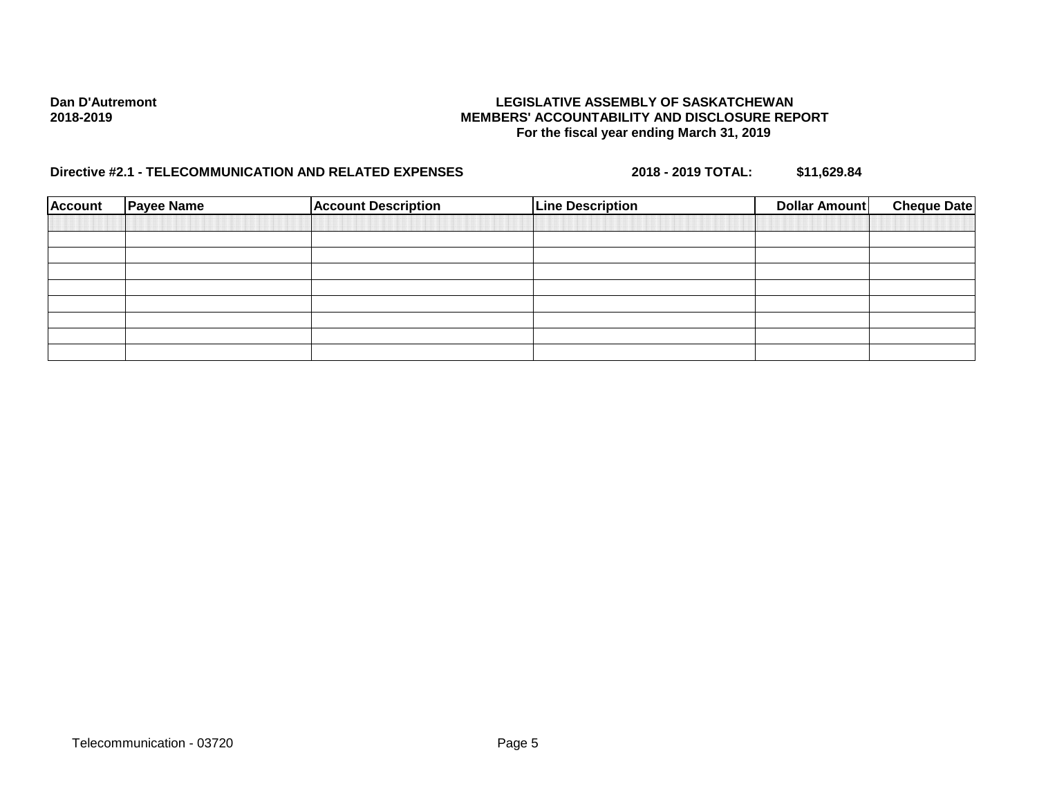Dan D'Autremont
2018-2019

**LEGISLATIVE ASSEMBLY OF SASKATCHEWAN**
**MEMBERS' ACCOUNTABILITY AND DISCLOSURE REPORT**
**For the fiscal year ending March 31, 2019**

**Directive #2.1 - TELECOMMUNICATION AND RELATED EXPENSES** **2018 - 2019 TOTAL: $11,629.84**

| Account | Payee Name | Account Description | Line Description | Dollar Amount | Cheque Date |
|---|---|---|---|---|---|
| | | | | | |
| | | | | | |
| | | | | | |
| | | | | | |
| | | | | | |
| | | | | | |
| | | | | | |
| | | | | | |

Telecommunication - 03720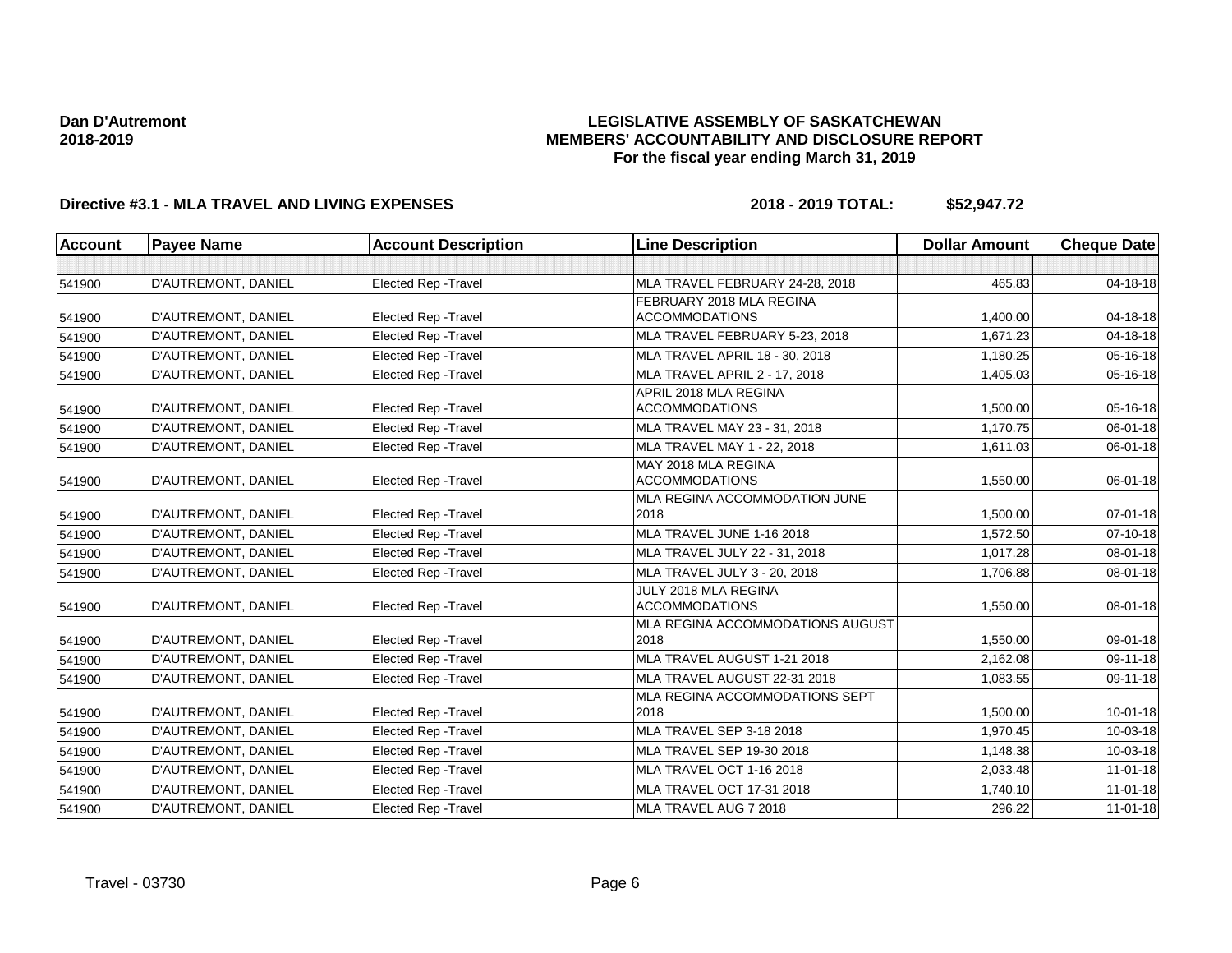**Dan D'Autremont**
**2018-2019**

# LEGISLATIVE ASSEMBLY OF SASKATCHEWAN
## MEMBERS' ACCOUNTABILITY AND DISCLOSURE REPORT
### For the fiscal year ending March 31, 2019

**Directive #3.1 - MLA TRAVEL AND LIVING EXPENSES** **2018 - 2019 TOTAL: $52,947.72**

| Account | Payee Name | Account Description | Line Description | Dollar Amount | Cheque Date |
|---|---|---|---|---|---|
| | | | | | |
| 541900 | D'AUTREMONT, DANIEL | Elected Rep -Travel | MLA TRAVEL FEBRUARY 24-28, 2018 | 465.83 | 04-18-18 |
| 541900 | D'AUTREMONT, DANIEL | Elected Rep -Travel | FEBRUARY 2018 MLA REGINA ACCOMMODATIONS | 1,400.00 | 04-18-18 |
| 541900 | D'AUTREMONT, DANIEL | Elected Rep -Travel | MLA TRAVEL FEBRUARY 5-23, 2018 | 1,671.23 | 04-18-18 |
| 541900 | D'AUTREMONT, DANIEL | Elected Rep -Travel | MLA TRAVEL APRIL 18 - 30, 2018 | 1,180.25 | 05-16-18 |
| 541900 | D'AUTREMONT, DANIEL | Elected Rep -Travel | MLA TRAVEL APRIL 2 - 17, 2018 | 1,405.03 | 05-16-18 |
| 541900 | D'AUTREMONT, DANIEL | Elected Rep -Travel | APRIL 2018 MLA REGINA ACCOMMODATIONS | 1,500.00 | 05-16-18 |
| 541900 | D'AUTREMONT, DANIEL | Elected Rep -Travel | MLA TRAVEL MAY 23 - 31, 2018 | 1,170.75 | 06-01-18 |
| 541900 | D'AUTREMONT, DANIEL | Elected Rep -Travel | MLA TRAVEL MAY 1 - 22, 2018 | 1,611.03 | 06-01-18 |
| 541900 | D'AUTREMONT, DANIEL | Elected Rep -Travel | MAY 2018 MLA REGINA ACCOMMODATIONS | 1,550.00 | 06-01-18 |
| 541900 | D'AUTREMONT, DANIEL | Elected Rep -Travel | MLA REGINA ACCOMMODATION JUNE 2018 | 1,500.00 | 07-01-18 |
| 541900 | D'AUTREMONT, DANIEL | Elected Rep -Travel | MLA TRAVEL JUNE 1-16 2018 | 1,572.50 | 07-10-18 |
| 541900 | D'AUTREMONT, DANIEL | Elected Rep -Travel | MLA TRAVEL JULY 22 - 31, 2018 | 1,017.28 | 08-01-18 |
| 541900 | D'AUTREMONT, DANIEL | Elected Rep -Travel | MLA TRAVEL JULY 3 - 20, 2018 | 1,706.88 | 08-01-18 |
| 541900 | D'AUTREMONT, DANIEL | Elected Rep -Travel | JULY 2018 MLA REGINA ACCOMMODATIONS | 1,550.00 | 08-01-18 |
| 541900 | D'AUTREMONT, DANIEL | Elected Rep -Travel | MLA REGINA ACCOMMODATIONS AUGUST 2018 | 1,550.00 | 09-01-18 |
| 541900 | D'AUTREMONT, DANIEL | Elected Rep -Travel | MLA TRAVEL AUGUST 1-21 2018 | 2,162.08 | 09-11-18 |
| 541900 | D'AUTREMONT, DANIEL | Elected Rep -Travel | MLA TRAVEL AUGUST 22-31 2018 | 1,083.55 | 09-11-18 |
| 541900 | D'AUTREMONT, DANIEL | Elected Rep -Travel | MLA REGINA ACCOMMODATIONS SEPT 2018 | 1,500.00 | 10-01-18 |
| 541900 | D'AUTREMONT, DANIEL | Elected Rep -Travel | MLA TRAVEL SEP 3-18 2018 | 1,970.45 | 10-03-18 |
| 541900 | D'AUTREMONT, DANIEL | Elected Rep -Travel | MLA TRAVEL SEP 19-30 2018 | 1,148.38 | 10-03-18 |
| 541900 | D'AUTREMONT, DANIEL | Elected Rep -Travel | MLA TRAVEL OCT 1-16 2018 | 2,033.48 | 11-01-18 |
| 541900 | D'AUTREMONT, DANIEL | Elected Rep -Travel | MLA TRAVEL OCT 17-31 2018 | 1,740.10 | 11-01-18 |
| 541900 | D'AUTREMONT, DANIEL | Elected Rep -Travel | MLA TRAVEL AUG 7 2018 | 296.22 | 11-01-18 |

Travel - 03730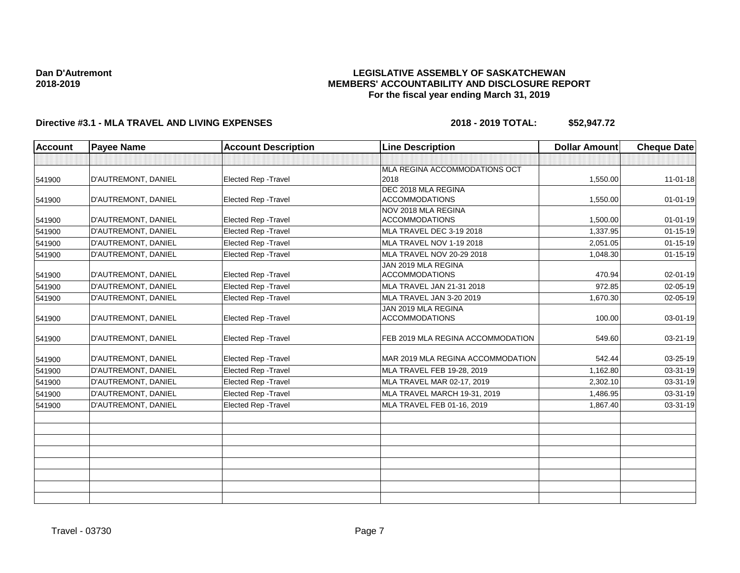**Dan D'Autremont**
**2018-2019**

# LEGISLATIVE ASSEMBLY OF SASKATCHEWAN
## MEMBERS' ACCOUNTABILITY AND DISCLOSURE REPORT
### For the fiscal year ending March 31, 2019

**Directive #3.1 - MLA TRAVEL AND LIVING EXPENSES** **2018 - 2019 TOTAL: $52,947.72**

| Account | Payee Name | Account Description | Line Description | Dollar Amount | Cheque Date |
|---|---|---|---|---|---|
| | | | | | |
| 541900 | D'AUTREMONT, DANIEL | Elected Rep -Travel | MLA REGINA ACCOMMODATIONS OCT 2018 | 1,550.00 | 11-01-18 |
| 541900 | D'AUTREMONT, DANIEL | Elected Rep -Travel | DEC 2018 MLA REGINA ACCOMMODATIONS | 1,550.00 | 01-01-19 |
| 541900 | D'AUTREMONT, DANIEL | Elected Rep -Travel | NOV 2018 MLA REGINA ACCOMMODATIONS | 1,500.00 | 01-01-19 |
| 541900 | D'AUTREMONT, DANIEL | Elected Rep -Travel | MLA TRAVEL DEC 3-19 2018 | 1,337.95 | 01-15-19 |
| 541900 | D'AUTREMONT, DANIEL | Elected Rep -Travel | MLA TRAVEL NOV 1-19 2018 | 2,051.05 | 01-15-19 |
| 541900 | D'AUTREMONT, DANIEL | Elected Rep -Travel | MLA TRAVEL NOV 20-29 2018 | 1,048.30 | 01-15-19 |
| 541900 | D'AUTREMONT, DANIEL | Elected Rep -Travel | JAN 2019 MLA REGINA ACCOMMODATIONS | 470.94 | 02-01-19 |
| 541900 | D'AUTREMONT, DANIEL | Elected Rep -Travel | MLA TRAVEL JAN 21-31 2018 | 972.85 | 02-05-19 |
| 541900 | D'AUTREMONT, DANIEL | Elected Rep -Travel | MLA TRAVEL JAN 3-20 2019 | 1,670.30 | 02-05-19 |
| 541900 | D'AUTREMONT, DANIEL | Elected Rep -Travel | JAN 2019 MLA REGINA ACCOMMODATIONS | 100.00 | 03-01-19 |
| 541900 | D'AUTREMONT, DANIEL | Elected Rep -Travel | FEB 2019 MLA REGINA ACCOMMODATION | 549.60 | 03-21-19 |
| 541900 | D'AUTREMONT, DANIEL | Elected Rep -Travel | MAR 2019 MLA REGINA ACCOMMODATION | 542.44 | 03-25-19 |
| 541900 | D'AUTREMONT, DANIEL | Elected Rep -Travel | MLA TRAVEL FEB 19-28, 2019 | 1,162.80 | 03-31-19 |
| 541900 | D'AUTREMONT, DANIEL | Elected Rep -Travel | MLA TRAVEL MAR 02-17, 2019 | 2,302.10 | 03-31-19 |
| 541900 | D'AUTREMONT, DANIEL | Elected Rep -Travel | MLA TRAVEL MARCH 19-31, 2019 | 1,486.95 | 03-31-19 |
| 541900 | D'AUTREMONT, DANIEL | Elected Rep -Travel | MLA TRAVEL FEB 01-16, 2019 | 1,867.40 | 03-31-19 |
| | | | | | |
| | | | | | |
| | | | | | |
| | | | | | |
| | | | | | |
| | | | | | |
| | | | | | |
| | | | | | |

Travel - 03730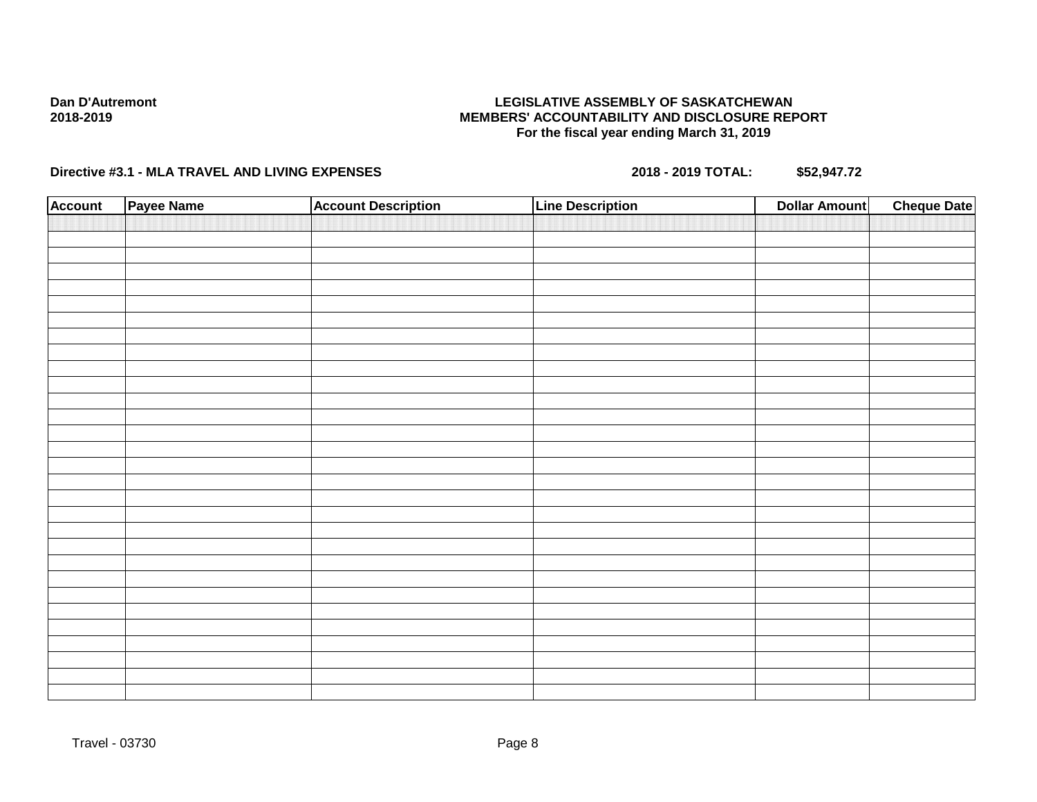**Dan D'Autremont**
**2018-2019**

**LEGISLATIVE ASSEMBLY OF SASKATCHEWAN**
**MEMBERS' ACCOUNTABILITY AND DISCLOSURE REPORT**
**For the fiscal year ending March 31, 2019**

**Directive #3.1 - MLA TRAVEL AND LIVING EXPENSES** **2018 - 2019 TOTAL: $52,947.72**

| Account | Payee Name | Account Description | Line Description | Dollar Amount | Cheque Date |
|---|---|---|---|---|---|
| | | | | | |

Travel - 03730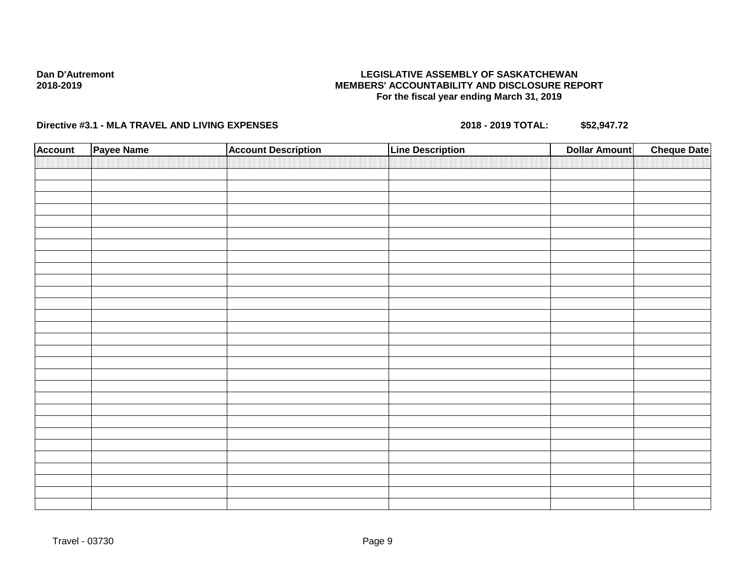**Dan D'Autremont**
**2018-2019**

**LEGISLATIVE ASSEMBLY OF SASKATCHEWAN**
**MEMBERS' ACCOUNTABILITY AND DISCLOSURE REPORT**
**For the fiscal year ending March 31, 2019**

**Directive #3.1 - MLA TRAVEL AND LIVING EXPENSES** **2018 - 2019 TOTAL: $52,947.72**

| Account | Payee Name | Account Description | Line Description | Dollar Amount | Cheque Date |
|---|---|---|---|---|---|
| | | | | | |

Travel - 03730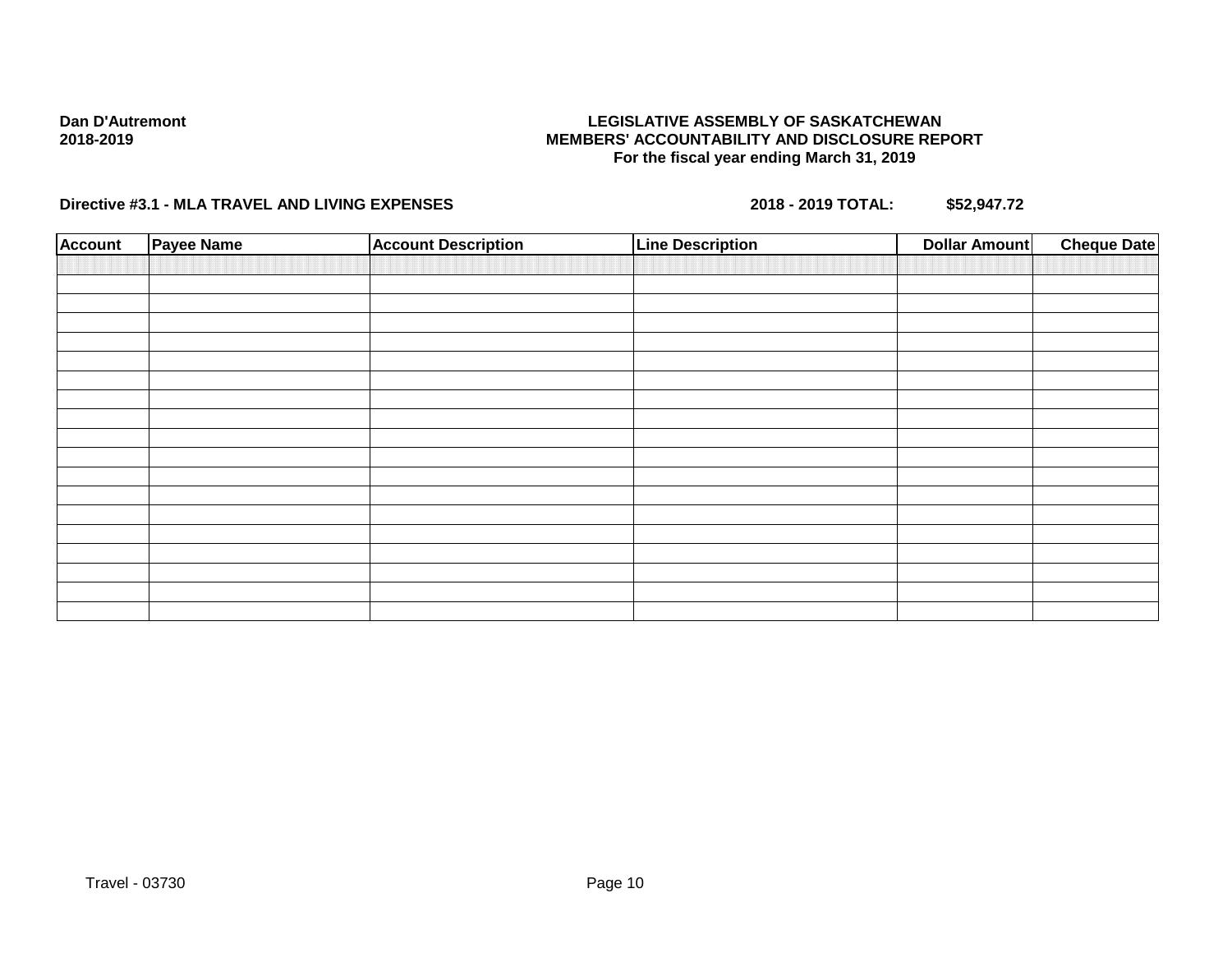**Dan D'Autremont**
**2018-2019**

**LEGISLATIVE ASSEMBLY OF SASKATCHEWAN**
**MEMBERS' ACCOUNTABILITY AND DISCLOSURE REPORT**
**For the fiscal year ending March 31, 2019**

**Directive #3.1 - MLA TRAVEL AND LIVING EXPENSES** **2018 - 2019 TOTAL: $52,947.72**

| Account | Payee Name | Account Description | Line Description | Dollar Amount | Cheque Date |
|---|---|---|---|---|---|
| | | | | | |
| | | | | | |
| | | | | | |
| | | | | | |
| | | | | | |
| | | | | | |
| | | | | | |
| | | | | | |
| | | | | | |
| | | | | | |
| | | | | | |
| | | | | | |
| | | | | | |
| | | | | | |
| | | | | | |
| | | | | | |
| | | | | | |
| | | | | | |
| | | | | | |

Travel - 03730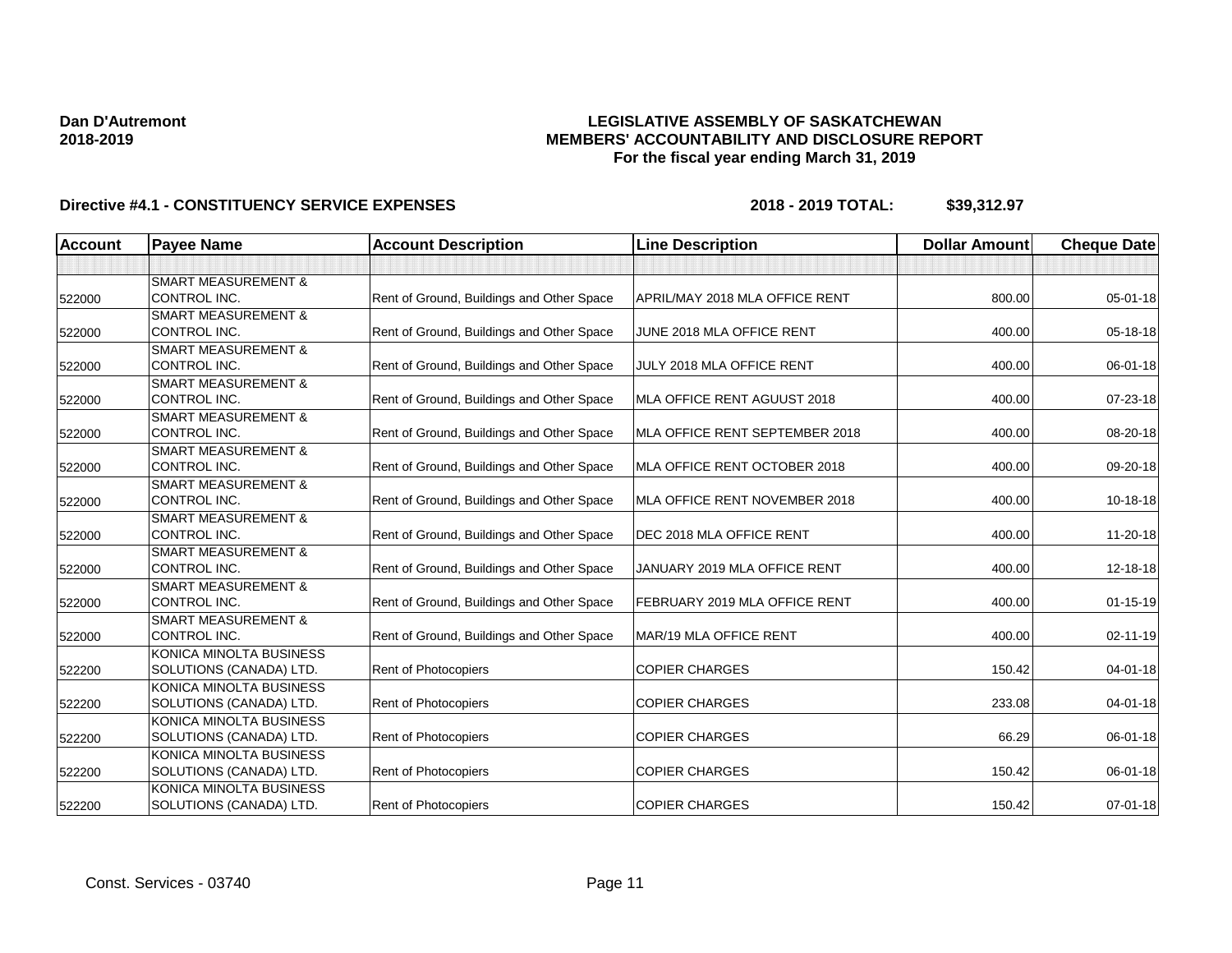**Dan D'Autremont**
**2018-2019**

**LEGISLATIVE ASSEMBLY OF SASKATCHEWAN**
**MEMBERS' ACCOUNTABILITY AND DISCLOSURE REPORT**
**For the fiscal year ending March 31, 2019**

**Directive #4.1 - CONSTITUENCY SERVICE EXPENSES** **2018 - 2019 TOTAL: $39,312.97**

| Account | Payee Name | Account Description | Line Description | Dollar Amount | Cheque Date |
|---|---|---|---|---|---|
| | | | | | |
| 522000 | SMART MEASUREMENT & CONTROL INC. | Rent of Ground, Buildings and Other Space | APRIL/MAY 2018 MLA OFFICE RENT | 800.00 | 05-01-18 |
| 522000 | SMART MEASUREMENT & CONTROL INC. | Rent of Ground, Buildings and Other Space | JUNE 2018 MLA OFFICE RENT | 400.00 | 05-18-18 |
| 522000 | SMART MEASUREMENT & CONTROL INC. | Rent of Ground, Buildings and Other Space | JULY 2018 MLA OFFICE RENT | 400.00 | 06-01-18 |
| 522000 | SMART MEASUREMENT & CONTROL INC. | Rent of Ground, Buildings and Other Space | MLA OFFICE RENT AGUUST 2018 | 400.00 | 07-23-18 |
| 522000 | SMART MEASUREMENT & CONTROL INC. | Rent of Ground, Buildings and Other Space | MLA OFFICE RENT SEPTEMBER 2018 | 400.00 | 08-20-18 |
| 522000 | SMART MEASUREMENT & CONTROL INC. | Rent of Ground, Buildings and Other Space | MLA OFFICE RENT OCTOBER 2018 | 400.00 | 09-20-18 |
| 522000 | SMART MEASUREMENT & CONTROL INC. | Rent of Ground, Buildings and Other Space | MLA OFFICE RENT NOVEMBER 2018 | 400.00 | 10-18-18 |
| 522000 | SMART MEASUREMENT & CONTROL INC. | Rent of Ground, Buildings and Other Space | DEC 2018 MLA OFFICE RENT | 400.00 | 11-20-18 |
| 522000 | SMART MEASUREMENT & CONTROL INC. | Rent of Ground, Buildings and Other Space | JANUARY 2019 MLA OFFICE RENT | 400.00 | 12-18-18 |
| 522000 | SMART MEASUREMENT & CONTROL INC. | Rent of Ground, Buildings and Other Space | FEBRUARY 2019 MLA OFFICE RENT | 400.00 | 01-15-19 |
| 522000 | SMART MEASUREMENT & CONTROL INC. | Rent of Ground, Buildings and Other Space | MAR/19 MLA OFFICE RENT | 400.00 | 02-11-19 |
| 522200 | KONICA MINOLTA BUSINESS SOLUTIONS (CANADA) LTD. | Rent of Photocopiers | COPIER CHARGES | 150.42 | 04-01-18 |
| 522200 | KONICA MINOLTA BUSINESS SOLUTIONS (CANADA) LTD. | Rent of Photocopiers | COPIER CHARGES | 233.08 | 04-01-18 |
| 522200 | KONICA MINOLTA BUSINESS SOLUTIONS (CANADA) LTD. | Rent of Photocopiers | COPIER CHARGES | 66.29 | 06-01-18 |
| 522200 | KONICA MINOLTA BUSINESS SOLUTIONS (CANADA) LTD. | Rent of Photocopiers | COPIER CHARGES | 150.42 | 06-01-18 |
| 522200 | KONICA MINOLTA BUSINESS SOLUTIONS (CANADA) LTD. | Rent of Photocopiers | COPIER CHARGES | 150.42 | 07-01-18 |

Const. Services - 03740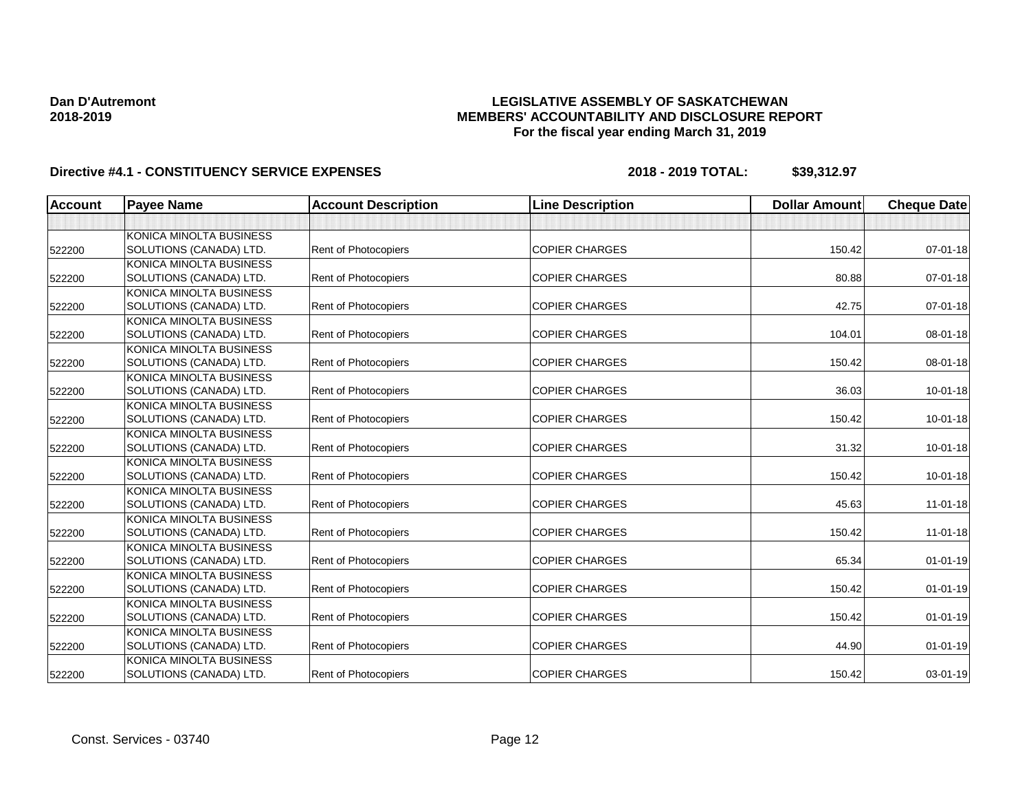**Dan D'Autremont**
**2018-2019**

**LEGISLATIVE ASSEMBLY OF SASKATCHEWAN**
**MEMBERS' ACCOUNTABILITY AND DISCLOSURE REPORT**
**For the fiscal year ending March 31, 2019**

**Directive #4.1 - CONSTITUENCY SERVICE EXPENSES** **2018 - 2019 TOTAL: $39,312.97**

| Account | Payee Name | Account Description | Line Description | Dollar Amount | Cheque Date |
|---|---|---|---|---|---|
| | | | | | |
| 522200 | KONICA MINOLTA BUSINESS SOLUTIONS (CANADA) LTD. | Rent of Photocopiers | COPIER CHARGES | 150.42 | 07-01-18 |
| 522200 | KONICA MINOLTA BUSINESS SOLUTIONS (CANADA) LTD. | Rent of Photocopiers | COPIER CHARGES | 80.88 | 07-01-18 |
| 522200 | KONICA MINOLTA BUSINESS SOLUTIONS (CANADA) LTD. | Rent of Photocopiers | COPIER CHARGES | 42.75 | 07-01-18 |
| 522200 | KONICA MINOLTA BUSINESS SOLUTIONS (CANADA) LTD. | Rent of Photocopiers | COPIER CHARGES | 104.01 | 08-01-18 |
| 522200 | KONICA MINOLTA BUSINESS SOLUTIONS (CANADA) LTD. | Rent of Photocopiers | COPIER CHARGES | 150.42 | 08-01-18 |
| 522200 | KONICA MINOLTA BUSINESS SOLUTIONS (CANADA) LTD. | Rent of Photocopiers | COPIER CHARGES | 36.03 | 10-01-18 |
| 522200 | KONICA MINOLTA BUSINESS SOLUTIONS (CANADA) LTD. | Rent of Photocopiers | COPIER CHARGES | 150.42 | 10-01-18 |
| 522200 | KONICA MINOLTA BUSINESS SOLUTIONS (CANADA) LTD. | Rent of Photocopiers | COPIER CHARGES | 31.32 | 10-01-18 |
| 522200 | KONICA MINOLTA BUSINESS SOLUTIONS (CANADA) LTD. | Rent of Photocopiers | COPIER CHARGES | 150.42 | 10-01-18 |
| 522200 | KONICA MINOLTA BUSINESS SOLUTIONS (CANADA) LTD. | Rent of Photocopiers | COPIER CHARGES | 45.63 | 11-01-18 |
| 522200 | KONICA MINOLTA BUSINESS SOLUTIONS (CANADA) LTD. | Rent of Photocopiers | COPIER CHARGES | 150.42 | 11-01-18 |
| 522200 | KONICA MINOLTA BUSINESS SOLUTIONS (CANADA) LTD. | Rent of Photocopiers | COPIER CHARGES | 65.34 | 01-01-19 |
| 522200 | KONICA MINOLTA BUSINESS SOLUTIONS (CANADA) LTD. | Rent of Photocopiers | COPIER CHARGES | 150.42 | 01-01-19 |
| 522200 | KONICA MINOLTA BUSINESS SOLUTIONS (CANADA) LTD. | Rent of Photocopiers | COPIER CHARGES | 150.42 | 01-01-19 |
| 522200 | KONICA MINOLTA BUSINESS SOLUTIONS (CANADA) LTD. | Rent of Photocopiers | COPIER CHARGES | 44.90 | 01-01-19 |
| 522200 | KONICA MINOLTA BUSINESS SOLUTIONS (CANADA) LTD. | Rent of Photocopiers | COPIER CHARGES | 150.42 | 03-01-19 |

Const. Services - 03740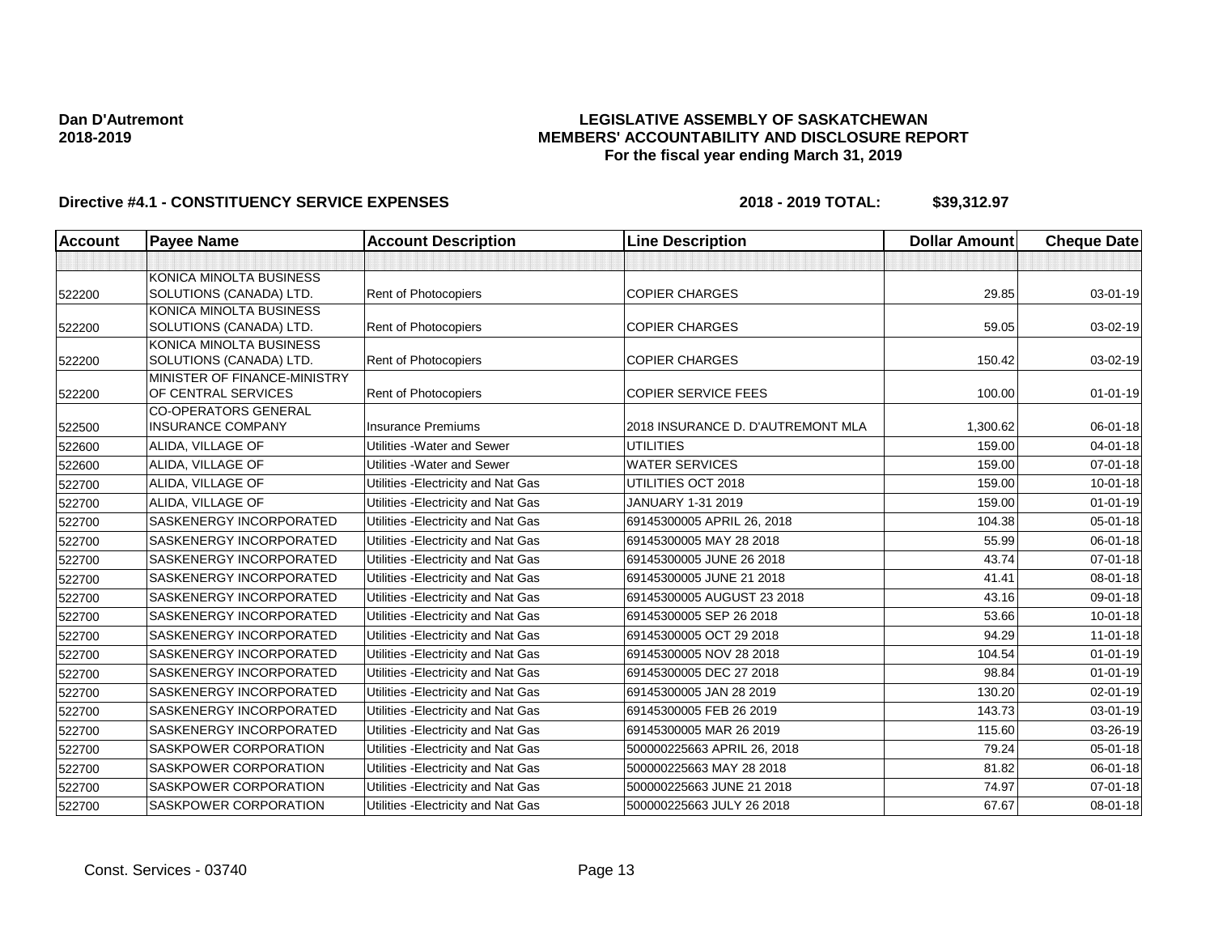**Dan D'Autremont**
**2018-2019**

# LEGISLATIVE ASSEMBLY OF SASKATCHEWAN
## MEMBERS' ACCOUNTABILITY AND DISCLOSURE REPORT
### For the fiscal year ending March 31, 2019

**Directive #4.1 - CONSTITUENCY SERVICE EXPENSES** **2018 - 2019 TOTAL: $39,312.97**

| Account | Payee Name | Account Description | Line Description | Dollar Amount | Cheque Date |
|---|---|---|---|---|---|
| | | | | | |
| 522200 | KONICA MINOLTA BUSINESS SOLUTIONS (CANADA) LTD. | Rent of Photocopiers | COPIER CHARGES | 29.85 | 03-01-19 |
| 522200 | KONICA MINOLTA BUSINESS SOLUTIONS (CANADA) LTD. | Rent of Photocopiers | COPIER CHARGES | 59.05 | 03-02-19 |
| 522200 | KONICA MINOLTA BUSINESS SOLUTIONS (CANADA) LTD. | Rent of Photocopiers | COPIER CHARGES | 150.42 | 03-02-19 |
| 522200 | MINISTER OF FINANCE-MINISTRY OF CENTRAL SERVICES | Rent of Photocopiers | COPIER SERVICE FEES | 100.00 | 01-01-19 |
| 522500 | CO-OPERATORS GENERAL INSURANCE COMPANY | Insurance Premiums | 2018 INSURANCE D. D'AUTREMONT MLA | 1,300.62 | 06-01-18 |
| 522600 | ALIDA, VILLAGE OF | Utilities -Water and Sewer | UTILITIES | 159.00 | 04-01-18 |
| 522600 | ALIDA, VILLAGE OF | Utilities -Water and Sewer | WATER SERVICES | 159.00 | 07-01-18 |
| 522700 | ALIDA, VILLAGE OF | Utilities -Electricity and Nat Gas | UTILITIES OCT 2018 | 159.00 | 10-01-18 |
| 522700 | ALIDA, VILLAGE OF | Utilities -Electricity and Nat Gas | JANUARY 1-31 2019 | 159.00 | 01-01-19 |
| 522700 | SASKENERGY INCORPORATED | Utilities -Electricity and Nat Gas | 69145300005 APRIL 26, 2018 | 104.38 | 05-01-18 |
| 522700 | SASKENERGY INCORPORATED | Utilities -Electricity and Nat Gas | 69145300005 MAY 28 2018 | 55.99 | 06-01-18 |
| 522700 | SASKENERGY INCORPORATED | Utilities -Electricity and Nat Gas | 69145300005 JUNE 26 2018 | 43.74 | 07-01-18 |
| 522700 | SASKENERGY INCORPORATED | Utilities -Electricity and Nat Gas | 69145300005 JUNE 21 2018 | 41.41 | 08-01-18 |
| 522700 | SASKENERGY INCORPORATED | Utilities -Electricity and Nat Gas | 69145300005 AUGUST 23 2018 | 43.16 | 09-01-18 |
| 522700 | SASKENERGY INCORPORATED | Utilities -Electricity and Nat Gas | 69145300005 SEP 26 2018 | 53.66 | 10-01-18 |
| 522700 | SASKENERGY INCORPORATED | Utilities -Electricity and Nat Gas | 69145300005 OCT 29 2018 | 94.29 | 11-01-18 |
| 522700 | SASKENERGY INCORPORATED | Utilities -Electricity and Nat Gas | 69145300005 NOV 28 2018 | 104.54 | 01-01-19 |
| 522700 | SASKENERGY INCORPORATED | Utilities -Electricity and Nat Gas | 69145300005 DEC 27 2018 | 98.84 | 01-01-19 |
| 522700 | SASKENERGY INCORPORATED | Utilities -Electricity and Nat Gas | 69145300005 JAN 28 2019 | 130.20 | 02-01-19 |
| 522700 | SASKENERGY INCORPORATED | Utilities -Electricity and Nat Gas | 69145300005 FEB 26 2019 | 143.73 | 03-01-19 |
| 522700 | SASKENERGY INCORPORATED | Utilities -Electricity and Nat Gas | 69145300005 MAR 26 2019 | 115.60 | 03-26-19 |
| 522700 | SASKPOWER CORPORATION | Utilities -Electricity and Nat Gas | 500000225663 APRIL 26, 2018 | 79.24 | 05-01-18 |
| 522700 | SASKPOWER CORPORATION | Utilities -Electricity and Nat Gas | 500000225663 MAY 28 2018 | 81.82 | 06-01-18 |
| 522700 | SASKPOWER CORPORATION | Utilities -Electricity and Nat Gas | 500000225663 JUNE 21 2018 | 74.97 | 07-01-18 |
| 522700 | SASKPOWER CORPORATION | Utilities -Electricity and Nat Gas | 500000225663 JULY 26 2018 | 67.67 | 08-01-18 |

Const. Services - 03740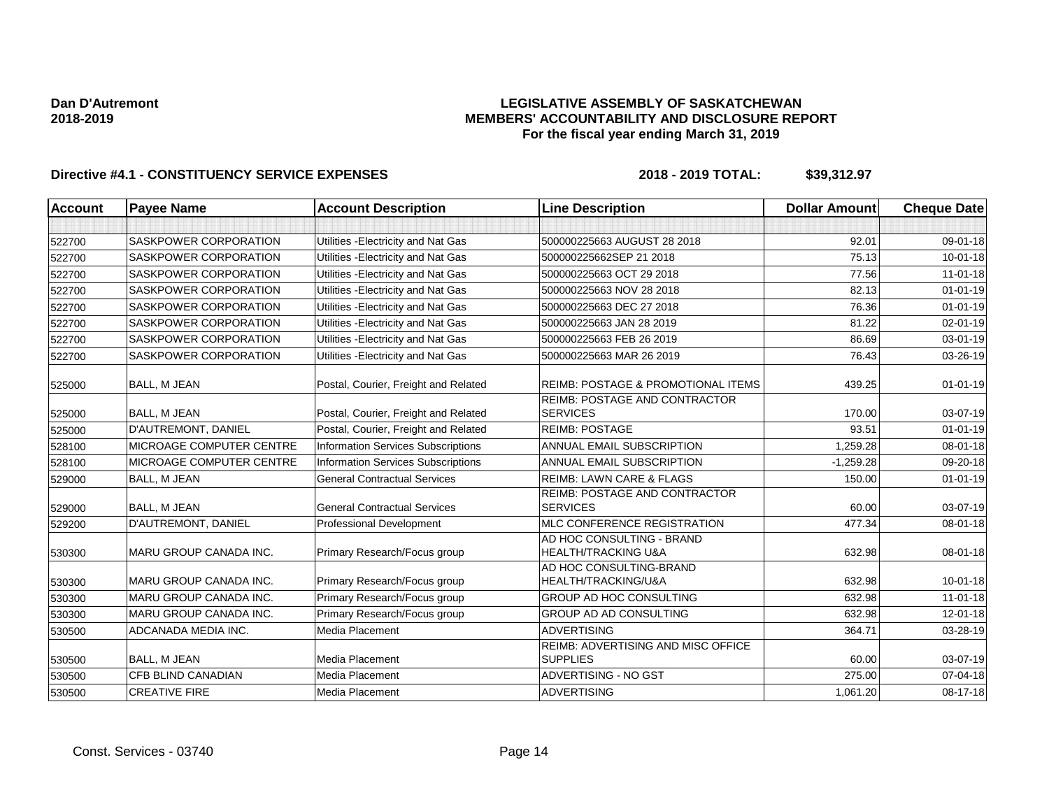**Dan D'Autremont**
**2018-2019**

**LEGISLATIVE ASSEMBLY OF SASKATCHEWAN**
**MEMBERS' ACCOUNTABILITY AND DISCLOSURE REPORT**
**For the fiscal year ending March 31, 2019**

**Directive #4.1 - CONSTITUENCY SERVICE EXPENSES** **2018 - 2019 TOTAL: $39,312.97**

| Account | Payee Name | Account Description | Line Description | Dollar Amount | Cheque Date |
|---|---|---|---|---|---|
| | | | | | |
| 522700 | SASKPOWER CORPORATION | Utilities -Electricity and Nat Gas | 500000225663 AUGUST 28 2018 | 92.01 | 09-01-18 |
| 522700 | SASKPOWER CORPORATION | Utilities -Electricity and Nat Gas | 500000225662SEP 21 2018 | 75.13 | 10-01-18 |
| 522700 | SASKPOWER CORPORATION | Utilities -Electricity and Nat Gas | 500000225663 OCT 29 2018 | 77.56 | 11-01-18 |
| 522700 | SASKPOWER CORPORATION | Utilities -Electricity and Nat Gas | 500000225663 NOV 28 2018 | 82.13 | 01-01-19 |
| 522700 | SASKPOWER CORPORATION | Utilities -Electricity and Nat Gas | 500000225663 DEC 27 2018 | 76.36 | 01-01-19 |
| 522700 | SASKPOWER CORPORATION | Utilities -Electricity and Nat Gas | 500000225663 JAN 28 2019 | 81.22 | 02-01-19 |
| 522700 | SASKPOWER CORPORATION | Utilities -Electricity and Nat Gas | 500000225663 FEB 26 2019 | 86.69 | 03-01-19 |
| 522700 | SASKPOWER CORPORATION | Utilities -Electricity and Nat Gas | 500000225663 MAR 26 2019 | 76.43 | 03-26-19 |
| 525000 | BALL, M JEAN | Postal, Courier, Freight and Related | REIMB: POSTAGE & PROMOTIONAL ITEMS | 439.25 | 01-01-19 |
| 525000 | BALL, M JEAN | Postal, Courier, Freight and Related | REIMB: POSTAGE AND CONTRACTOR SERVICES | 170.00 | 03-07-19 |
| 525000 | D'AUTREMONT, DANIEL | Postal, Courier, Freight and Related | REIMB: POSTAGE | 93.51 | 01-01-19 |
| 528100 | MICROAGE COMPUTER CENTRE | Information Services Subscriptions | ANNUAL EMAIL SUBSCRIPTION | 1,259.28 | 08-01-18 |
| 528100 | MICROAGE COMPUTER CENTRE | Information Services Subscriptions | ANNUAL EMAIL SUBSCRIPTION | -1,259.28 | 09-20-18 |
| 529000 | BALL, M JEAN | General Contractual Services | REIMB: LAWN CARE & FLAGS | 150.00 | 01-01-19 |
| 529000 | BALL, M JEAN | General Contractual Services | REIMB: POSTAGE AND CONTRACTOR SERVICES | 60.00 | 03-07-19 |
| 529200 | D'AUTREMONT, DANIEL | Professional Development | MLC CONFERENCE REGISTRATION | 477.34 | 08-01-18 |
| 530300 | MARU GROUP CANADA INC. | Primary Research/Focus group | AD HOC CONSULTING - BRAND HEALTH/TRACKING U&A | 632.98 | 08-01-18 |
| 530300 | MARU GROUP CANADA INC. | Primary Research/Focus group | AD HOC CONSULTING-BRAND HEALTH/TRACKING/U&A | 632.98 | 10-01-18 |
| 530300 | MARU GROUP CANADA INC. | Primary Research/Focus group | GROUP AD HOC CONSULTING | 632.98 | 11-01-18 |
| 530300 | MARU GROUP CANADA INC. | Primary Research/Focus group | GROUP AD AD CONSULTING | 632.98 | 12-01-18 |
| 530500 | ADCANADA MEDIA INC. | Media Placement | ADVERTISING | 364.71 | 03-28-19 |
| 530500 | BALL, M JEAN | Media Placement | REIMB: ADVERTISING AND MISC OFFICE SUPPLIES | 60.00 | 03-07-19 |
| 530500 | CFB BLIND CANADIAN | Media Placement | ADVERTISING - NO GST | 275.00 | 07-04-18 |
| 530500 | CREATIVE FIRE | Media Placement | ADVERTISING | 1,061.20 | 08-17-18 |

Const. Services - 03740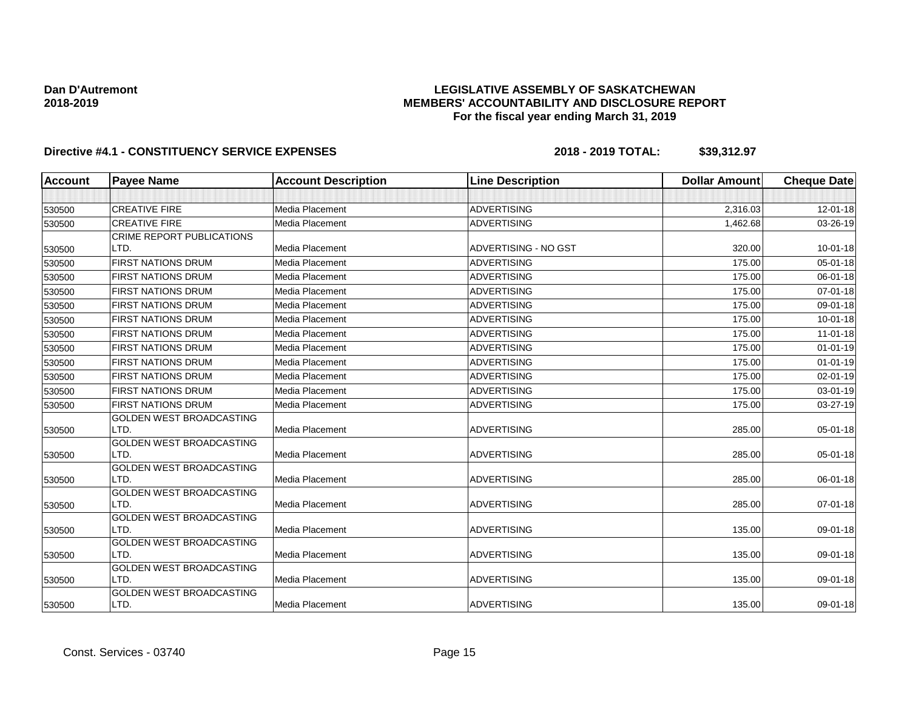**Dan D'Autremont**
**2018-2019**

**LEGISLATIVE ASSEMBLY OF SASKATCHEWAN**
**MEMBERS' ACCOUNTABILITY AND DISCLOSURE REPORT**
**For the fiscal year ending March 31, 2019**

**Directive #4.1 - CONSTITUENCY SERVICE EXPENSES** **2018 - 2019 TOTAL: $39,312.97**

| Account | Payee Name | Account Description | Line Description | Dollar Amount | Cheque Date |
|---|---|---|---|---|---|
| | | | | | |
| 530500 | CREATIVE FIRE | Media Placement | ADVERTISING | 2,316.03 | 12-01-18 |
| 530500 | CREATIVE FIRE | Media Placement | ADVERTISING | 1,462.68 | 03-26-19 |
| 530500 | CRIME REPORT PUBLICATIONS LTD. | Media Placement | ADVERTISING - NO GST | 320.00 | 10-01-18 |
| 530500 | FIRST NATIONS DRUM | Media Placement | ADVERTISING | 175.00 | 05-01-18 |
| 530500 | FIRST NATIONS DRUM | Media Placement | ADVERTISING | 175.00 | 06-01-18 |
| 530500 | FIRST NATIONS DRUM | Media Placement | ADVERTISING | 175.00 | 07-01-18 |
| 530500 | FIRST NATIONS DRUM | Media Placement | ADVERTISING | 175.00 | 09-01-18 |
| 530500 | FIRST NATIONS DRUM | Media Placement | ADVERTISING | 175.00 | 10-01-18 |
| 530500 | FIRST NATIONS DRUM | Media Placement | ADVERTISING | 175.00 | 11-01-18 |
| 530500 | FIRST NATIONS DRUM | Media Placement | ADVERTISING | 175.00 | 01-01-19 |
| 530500 | FIRST NATIONS DRUM | Media Placement | ADVERTISING | 175.00 | 01-01-19 |
| 530500 | FIRST NATIONS DRUM | Media Placement | ADVERTISING | 175.00 | 02-01-19 |
| 530500 | FIRST NATIONS DRUM | Media Placement | ADVERTISING | 175.00 | 03-01-19 |
| 530500 | FIRST NATIONS DRUM | Media Placement | ADVERTISING | 175.00 | 03-27-19 |
| 530500 | GOLDEN WEST BROADCASTING LTD. | Media Placement | ADVERTISING | 285.00 | 05-01-18 |
| 530500 | GOLDEN WEST BROADCASTING LTD. | Media Placement | ADVERTISING | 285.00 | 05-01-18 |
| 530500 | GOLDEN WEST BROADCASTING LTD. | Media Placement | ADVERTISING | 285.00 | 06-01-18 |
| 530500 | GOLDEN WEST BROADCASTING LTD. | Media Placement | ADVERTISING | 285.00 | 07-01-18 |
| 530500 | GOLDEN WEST BROADCASTING LTD. | Media Placement | ADVERTISING | 135.00 | 09-01-18 |
| 530500 | GOLDEN WEST BROADCASTING LTD. | Media Placement | ADVERTISING | 135.00 | 09-01-18 |
| 530500 | GOLDEN WEST BROADCASTING LTD. | Media Placement | ADVERTISING | 135.00 | 09-01-18 |
| 530500 | GOLDEN WEST BROADCASTING LTD. | Media Placement | ADVERTISING | 135.00 | 09-01-18 |

Const. Services - 03740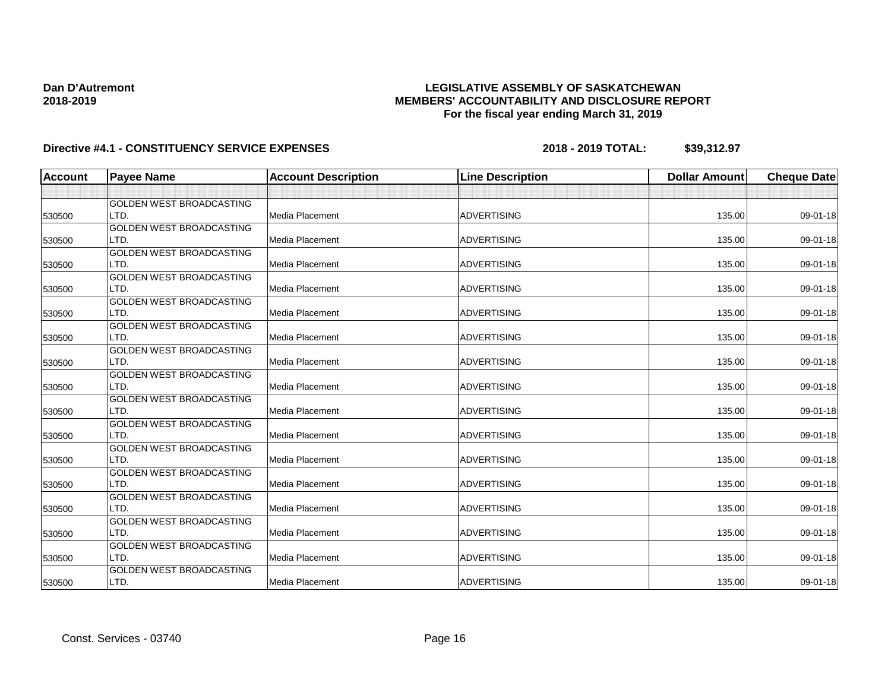**Dan D'Autremont**
**2018-2019**

**LEGISLATIVE ASSEMBLY OF SASKATCHEWAN**
**MEMBERS' ACCOUNTABILITY AND DISCLOSURE REPORT**
**For the fiscal year ending March 31, 2019**

**Directive #4.1 - CONSTITUENCY SERVICE EXPENSES** **2018 - 2019 TOTAL: $39,312.97**

| Account | Payee Name | Account Description | Line Description | Dollar Amount | Cheque Date |
|---|---|---|---|---|---|
| | | | | | |
| 530500 | GOLDEN WEST BROADCASTING LTD. | Media Placement | ADVERTISING | 135.00 | 09-01-18 |
| 530500 | GOLDEN WEST BROADCASTING LTD. | Media Placement | ADVERTISING | 135.00 | 09-01-18 |
| 530500 | GOLDEN WEST BROADCASTING LTD. | Media Placement | ADVERTISING | 135.00 | 09-01-18 |
| 530500 | GOLDEN WEST BROADCASTING LTD. | Media Placement | ADVERTISING | 135.00 | 09-01-18 |
| 530500 | GOLDEN WEST BROADCASTING LTD. | Media Placement | ADVERTISING | 135.00 | 09-01-18 |
| 530500 | GOLDEN WEST BROADCASTING LTD. | Media Placement | ADVERTISING | 135.00 | 09-01-18 |
| 530500 | GOLDEN WEST BROADCASTING LTD. | Media Placement | ADVERTISING | 135.00 | 09-01-18 |
| 530500 | GOLDEN WEST BROADCASTING LTD. | Media Placement | ADVERTISING | 135.00 | 09-01-18 |
| 530500 | GOLDEN WEST BROADCASTING LTD. | Media Placement | ADVERTISING | 135.00 | 09-01-18 |
| 530500 | GOLDEN WEST BROADCASTING LTD. | Media Placement | ADVERTISING | 135.00 | 09-01-18 |
| 530500 | GOLDEN WEST BROADCASTING LTD. | Media Placement | ADVERTISING | 135.00 | 09-01-18 |
| 530500 | GOLDEN WEST BROADCASTING LTD. | Media Placement | ADVERTISING | 135.00 | 09-01-18 |
| 530500 | GOLDEN WEST BROADCASTING LTD. | Media Placement | ADVERTISING | 135.00 | 09-01-18 |
| 530500 | GOLDEN WEST BROADCASTING LTD. | Media Placement | ADVERTISING | 135.00 | 09-01-18 |
| 530500 | GOLDEN WEST BROADCASTING LTD. | Media Placement | ADVERTISING | 135.00 | 09-01-18 |
| 530500 | GOLDEN WEST BROADCASTING LTD. | Media Placement | ADVERTISING | 135.00 | 09-01-18 |

Const. Services - 03740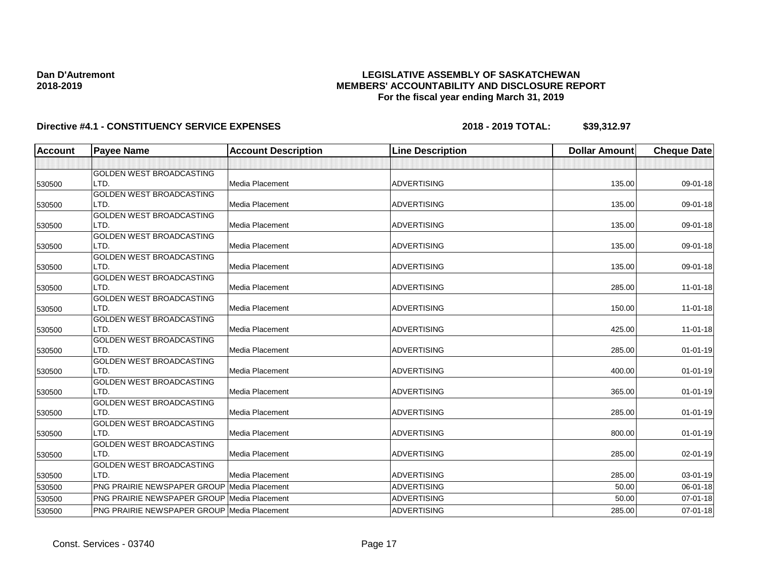**Dan D'Autremont**
**2018-2019**

**LEGISLATIVE ASSEMBLY OF SASKATCHEWAN**
**MEMBERS' ACCOUNTABILITY AND DISCLOSURE REPORT**
**For the fiscal year ending March 31, 2019**

**Directive #4.1 - CONSTITUENCY SERVICE EXPENSES** **2018 - 2019 TOTAL: $39,312.97**

| Account | Payee Name | Account Description | Line Description | Dollar Amount | Cheque Date |
|---|---|---|---|---|---|
| | | | | | |
| 530500 | GOLDEN WEST BROADCASTING LTD. | Media Placement | ADVERTISING | 135.00 | 09-01-18 |
| 530500 | GOLDEN WEST BROADCASTING LTD. | Media Placement | ADVERTISING | 135.00 | 09-01-18 |
| 530500 | GOLDEN WEST BROADCASTING LTD. | Media Placement | ADVERTISING | 135.00 | 09-01-18 |
| 530500 | GOLDEN WEST BROADCASTING LTD. | Media Placement | ADVERTISING | 135.00 | 09-01-18 |
| 530500 | GOLDEN WEST BROADCASTING LTD. | Media Placement | ADVERTISING | 135.00 | 09-01-18 |
| 530500 | GOLDEN WEST BROADCASTING LTD. | Media Placement | ADVERTISING | 285.00 | 11-01-18 |
| 530500 | GOLDEN WEST BROADCASTING LTD. | Media Placement | ADVERTISING | 150.00 | 11-01-18 |
| 530500 | GOLDEN WEST BROADCASTING LTD. | Media Placement | ADVERTISING | 425.00 | 11-01-18 |
| 530500 | GOLDEN WEST BROADCASTING LTD. | Media Placement | ADVERTISING | 285.00 | 01-01-19 |
| 530500 | GOLDEN WEST BROADCASTING LTD. | Media Placement | ADVERTISING | 400.00 | 01-01-19 |
| 530500 | GOLDEN WEST BROADCASTING LTD. | Media Placement | ADVERTISING | 365.00 | 01-01-19 |
| 530500 | GOLDEN WEST BROADCASTING LTD. | Media Placement | ADVERTISING | 285.00 | 01-01-19 |
| 530500 | GOLDEN WEST BROADCASTING LTD. | Media Placement | ADVERTISING | 800.00 | 01-01-19 |
| 530500 | GOLDEN WEST BROADCASTING LTD. | Media Placement | ADVERTISING | 285.00 | 02-01-19 |
| 530500 | GOLDEN WEST BROADCASTING LTD. | Media Placement | ADVERTISING | 285.00 | 03-01-19 |
| 530500 | PNG PRAIRIE NEWSPAPER GROUP | Media Placement | ADVERTISING | 50.00 | 06-01-18 |
| 530500 | PNG PRAIRIE NEWSPAPER GROUP | Media Placement | ADVERTISING | 50.00 | 07-01-18 |
| 530500 | PNG PRAIRIE NEWSPAPER GROUP | Media Placement | ADVERTISING | 285.00 | 07-01-18 |

Const. Services - 03740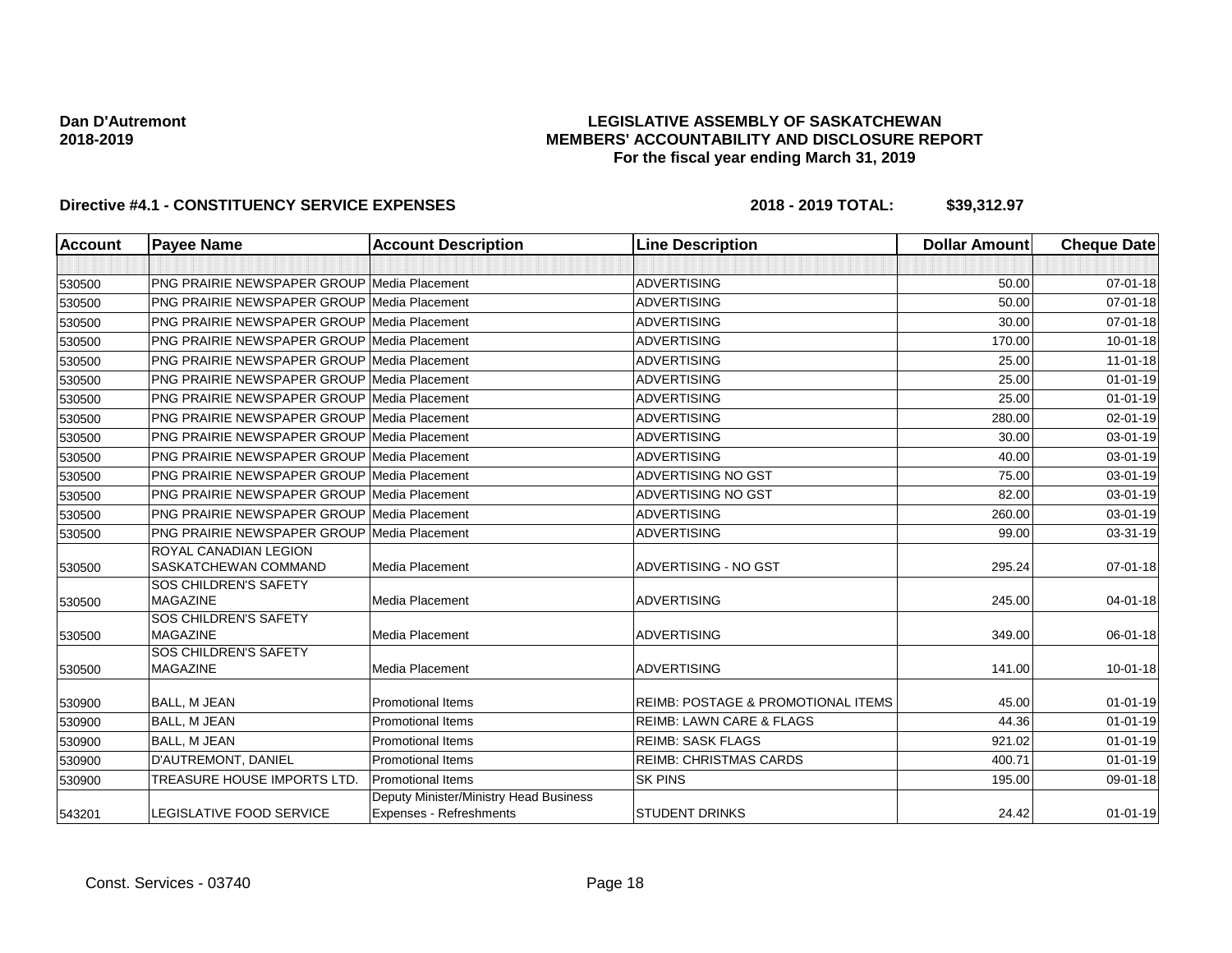**Dan D'Autremont**
**2018-2019**

**LEGISLATIVE ASSEMBLY OF SASKATCHEWAN**
**MEMBERS' ACCOUNTABILITY AND DISCLOSURE REPORT**
**For the fiscal year ending March 31, 2019**

**Directive #4.1 - CONSTITUENCY SERVICE EXPENSES** **2018 - 2019 TOTAL: $39,312.97**

| Account | Payee Name | Account Description | Line Description | Dollar Amount | Cheque Date |
|---|---|---|---|---|---|
| | | | | | |
| 530500 | PNG PRAIRIE NEWSPAPER GROUP | Media Placement | ADVERTISING | 50.00 | 07-01-18 |
| 530500 | PNG PRAIRIE NEWSPAPER GROUP | Media Placement | ADVERTISING | 50.00 | 07-01-18 |
| 530500 | PNG PRAIRIE NEWSPAPER GROUP | Media Placement | ADVERTISING | 30.00 | 07-01-18 |
| 530500 | PNG PRAIRIE NEWSPAPER GROUP | Media Placement | ADVERTISING | 170.00 | 10-01-18 |
| 530500 | PNG PRAIRIE NEWSPAPER GROUP | Media Placement | ADVERTISING | 25.00 | 11-01-18 |
| 530500 | PNG PRAIRIE NEWSPAPER GROUP | Media Placement | ADVERTISING | 25.00 | 01-01-19 |
| 530500 | PNG PRAIRIE NEWSPAPER GROUP | Media Placement | ADVERTISING | 25.00 | 01-01-19 |
| 530500 | PNG PRAIRIE NEWSPAPER GROUP | Media Placement | ADVERTISING | 280.00 | 02-01-19 |
| 530500 | PNG PRAIRIE NEWSPAPER GROUP | Media Placement | ADVERTISING | 30.00 | 03-01-19 |
| 530500 | PNG PRAIRIE NEWSPAPER GROUP | Media Placement | ADVERTISING | 40.00 | 03-01-19 |
| 530500 | PNG PRAIRIE NEWSPAPER GROUP | Media Placement | ADVERTISING NO GST | 75.00 | 03-01-19 |
| 530500 | PNG PRAIRIE NEWSPAPER GROUP | Media Placement | ADVERTISING NO GST | 82.00 | 03-01-19 |
| 530500 | PNG PRAIRIE NEWSPAPER GROUP | Media Placement | ADVERTISING | 260.00 | 03-01-19 |
| 530500 | PNG PRAIRIE NEWSPAPER GROUP | Media Placement | ADVERTISING | 99.00 | 03-31-19 |
| 530500 | ROYAL CANADIAN LEGION SASKATCHEWAN COMMAND | Media Placement | ADVERTISING - NO GST | 295.24 | 07-01-18 |
| 530500 | SOS CHILDREN'S SAFETY MAGAZINE | Media Placement | ADVERTISING | 245.00 | 04-01-18 |
| 530500 | SOS CHILDREN'S SAFETY MAGAZINE | Media Placement | ADVERTISING | 349.00 | 06-01-18 |
| 530500 | SOS CHILDREN'S SAFETY MAGAZINE | Media Placement | ADVERTISING | 141.00 | 10-01-18 |
| 530900 | BALL, M JEAN | Promotional Items | REIMB: POSTAGE & PROMOTIONAL ITEMS | 45.00 | 01-01-19 |
| 530900 | BALL, M JEAN | Promotional Items | REIMB: LAWN CARE & FLAGS | 44.36 | 01-01-19 |
| 530900 | BALL, M JEAN | Promotional Items | REIMB: SASK FLAGS | 921.02 | 01-01-19 |
| 530900 | D'AUTREMONT, DANIEL | Promotional Items | REIMB: CHRISTMAS CARDS | 400.71 | 01-01-19 |
| 530900 | TREASURE HOUSE IMPORTS LTD. | Promotional Items | SK PINS | 195.00 | 09-01-18 |
| 543201 | LEGISLATIVE FOOD SERVICE | Deputy Minister/Ministry Head Business Expenses - Refreshments | STUDENT DRINKS | 24.42 | 01-01-19 |

Const. Services - 03740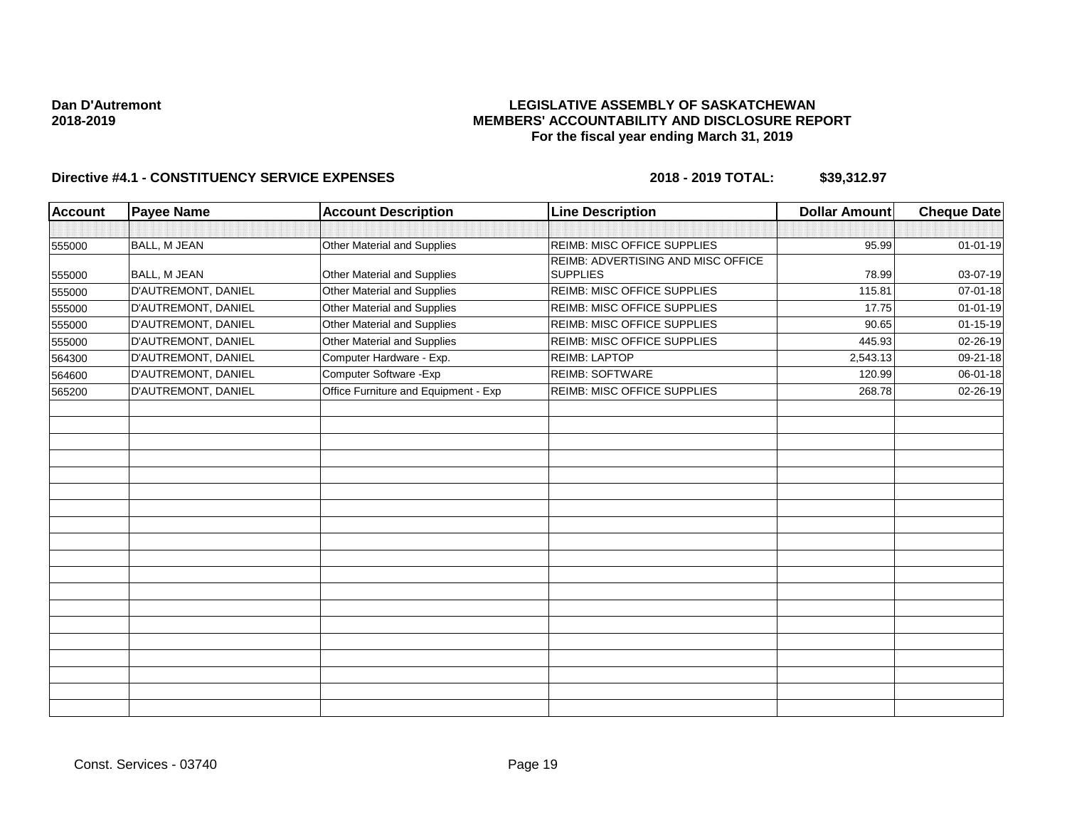**Dan D'Autremont**
**2018-2019**

**LEGISLATIVE ASSEMBLY OF SASKATCHEWAN**
**MEMBERS' ACCOUNTABILITY AND DISCLOSURE REPORT**
**For the fiscal year ending March 31, 2019**

**Directive #4.1 - CONSTITUENCY SERVICE EXPENSES** **2018 - 2019 TOTAL: $39,312.97**

| Account | Payee Name | Account Description | Line Description | Dollar Amount | Cheque Date |
|---|---|---|---|---|---|
| | | | | | |
| 555000 | BALL, M JEAN | Other Material and Supplies | REIMB: MISC OFFICE SUPPLIES | 95.99 | 01-01-19 |
| 555000 | BALL, M JEAN | Other Material and Supplies | REIMB: ADVERTISING AND MISC OFFICE SUPPLIES | 78.99 | 03-07-19 |
| 555000 | D'AUTREMONT, DANIEL | Other Material and Supplies | REIMB: MISC OFFICE SUPPLIES | 115.81 | 07-01-18 |
| 555000 | D'AUTREMONT, DANIEL | Other Material and Supplies | REIMB: MISC OFFICE SUPPLIES | 17.75 | 01-01-19 |
| 555000 | D'AUTREMONT, DANIEL | Other Material and Supplies | REIMB: MISC OFFICE SUPPLIES | 90.65 | 01-15-19 |
| 555000 | D'AUTREMONT, DANIEL | Other Material and Supplies | REIMB: MISC OFFICE SUPPLIES | 445.93 | 02-26-19 |
| 564300 | D'AUTREMONT, DANIEL | Computer Hardware - Exp. | REIMB: LAPTOP | 2,543.13 | 09-21-18 |
| 564600 | D'AUTREMONT, DANIEL | Computer Software -Exp | REIMB: SOFTWARE | 120.99 | 06-01-18 |
| 565200 | D'AUTREMONT, DANIEL | Office Furniture and Equipment - Exp | REIMB: MISC OFFICE SUPPLIES | 268.78 | 02-26-19 |

Const. Services - 03740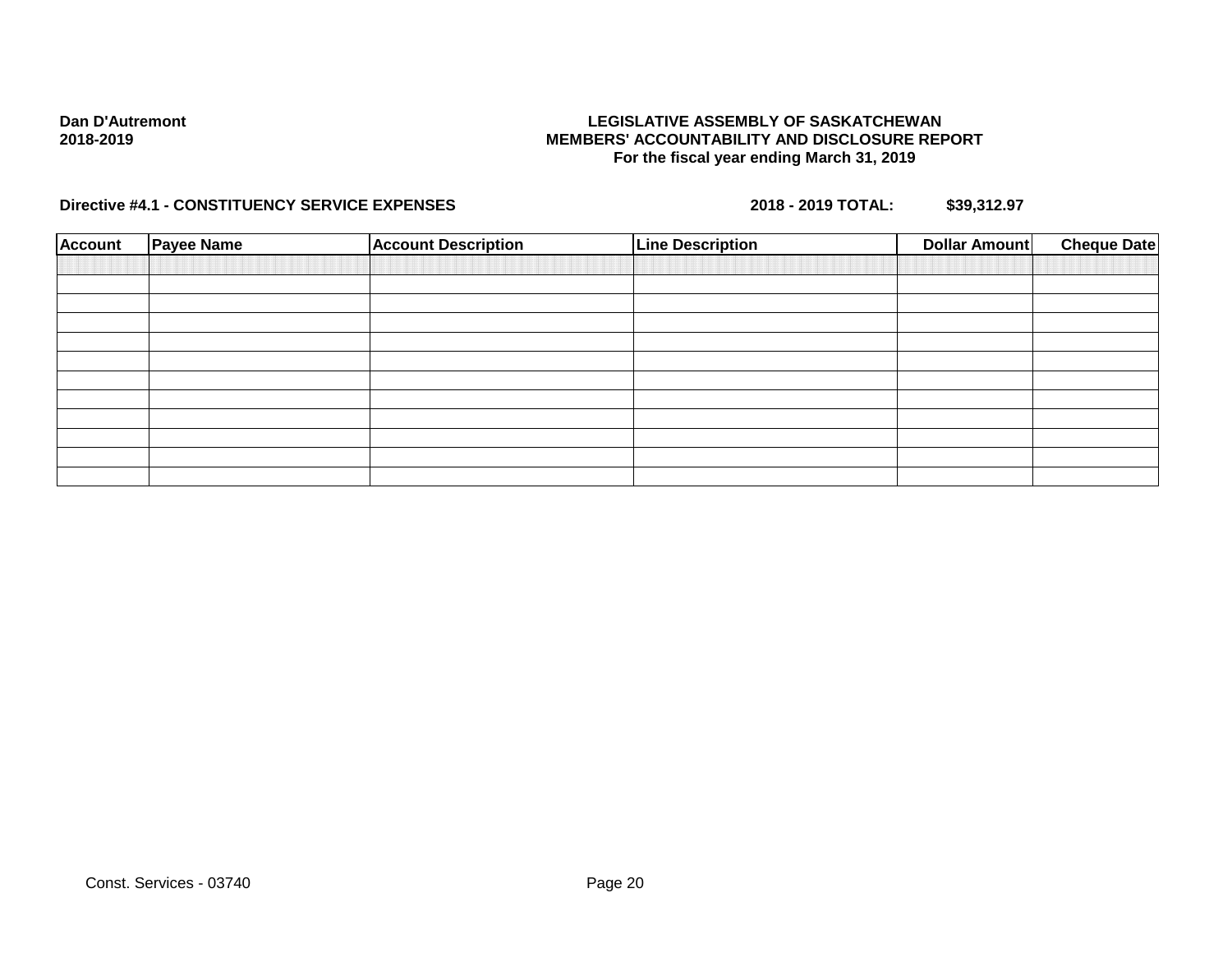**Dan D'Autremont**
**2018-2019**

**LEGISLATIVE ASSEMBLY OF SASKATCHEWAN**
**MEMBERS' ACCOUNTABILITY AND DISCLOSURE REPORT**
**For the fiscal year ending March 31, 2019**

**Directive #4.1 - CONSTITUENCY SERVICE EXPENSES** **2018 - 2019 TOTAL: $39,312.97**

| Account | Payee Name | Account Description | Line Description | Dollar Amount | Cheque Date |
|---|---|---|---|---|---|
| | | | | | |
| | | | | | |
| | | | | | |
| | | | | | |
| | | | | | |
| | | | | | |
| | | | | | |
| | | | | | |
| | | | | | |
| | | | | | |
| | | | | | |

Const. Services - 03740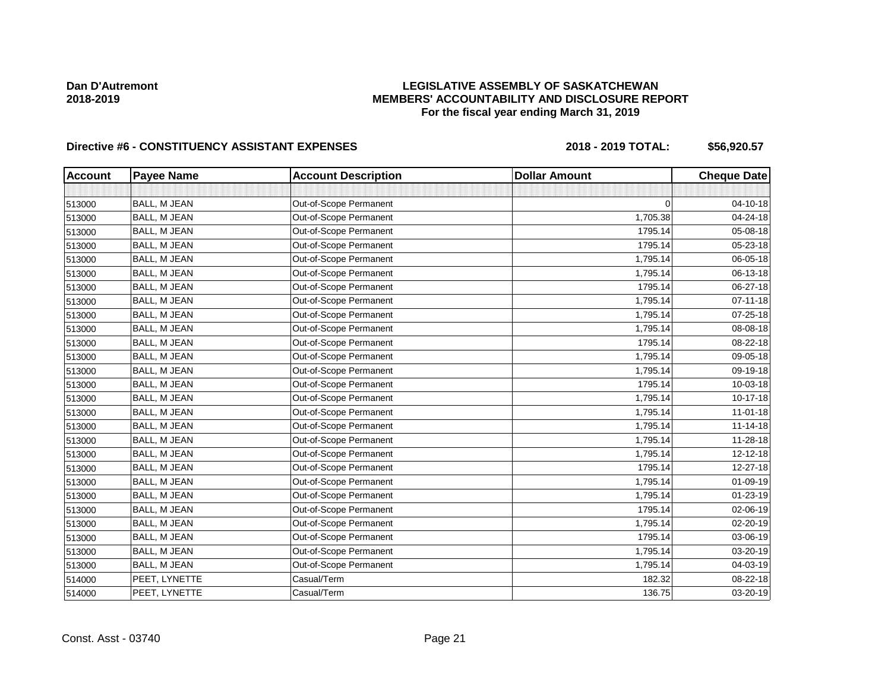Dan D'Autremont
2018-2019

**LEGISLATIVE ASSEMBLY OF SASKATCHEWAN**
**MEMBERS' ACCOUNTABILITY AND DISCLOSURE REPORT**
**For the fiscal year ending March 31, 2019**

**Directive #6 - CONSTITUENCY ASSISTANT EXPENSES** **2018 - 2019 TOTAL: $56,920.57**

| Account | Payee Name | Account Description | Dollar Amount | Cheque Date |
|---|---|---|---|---|
| | | | | |
| 513000 | BALL, M JEAN | Out-of-Scope Permanent | 0 | 04-10-18 |
| 513000 | BALL, M JEAN | Out-of-Scope Permanent | 1,705.38 | 04-24-18 |
| 513000 | BALL, M JEAN | Out-of-Scope Permanent | 1795.14 | 05-08-18 |
| 513000 | BALL, M JEAN | Out-of-Scope Permanent | 1795.14 | 05-23-18 |
| 513000 | BALL, M JEAN | Out-of-Scope Permanent | 1,795.14 | 06-05-18 |
| 513000 | BALL, M JEAN | Out-of-Scope Permanent | 1,795.14 | 06-13-18 |
| 513000 | BALL, M JEAN | Out-of-Scope Permanent | 1795.14 | 06-27-18 |
| 513000 | BALL, M JEAN | Out-of-Scope Permanent | 1,795.14 | 07-11-18 |
| 513000 | BALL, M JEAN | Out-of-Scope Permanent | 1,795.14 | 07-25-18 |
| 513000 | BALL, M JEAN | Out-of-Scope Permanent | 1,795.14 | 08-08-18 |
| 513000 | BALL, M JEAN | Out-of-Scope Permanent | 1795.14 | 08-22-18 |
| 513000 | BALL, M JEAN | Out-of-Scope Permanent | 1,795.14 | 09-05-18 |
| 513000 | BALL, M JEAN | Out-of-Scope Permanent | 1,795.14 | 09-19-18 |
| 513000 | BALL, M JEAN | Out-of-Scope Permanent | 1795.14 | 10-03-18 |
| 513000 | BALL, M JEAN | Out-of-Scope Permanent | 1,795.14 | 10-17-18 |
| 513000 | BALL, M JEAN | Out-of-Scope Permanent | 1,795.14 | 11-01-18 |
| 513000 | BALL, M JEAN | Out-of-Scope Permanent | 1,795.14 | 11-14-18 |
| 513000 | BALL, M JEAN | Out-of-Scope Permanent | 1,795.14 | 11-28-18 |
| 513000 | BALL, M JEAN | Out-of-Scope Permanent | 1,795.14 | 12-12-18 |
| 513000 | BALL, M JEAN | Out-of-Scope Permanent | 1795.14 | 12-27-18 |
| 513000 | BALL, M JEAN | Out-of-Scope Permanent | 1,795.14 | 01-09-19 |
| 513000 | BALL, M JEAN | Out-of-Scope Permanent | 1,795.14 | 01-23-19 |
| 513000 | BALL, M JEAN | Out-of-Scope Permanent | 1795.14 | 02-06-19 |
| 513000 | BALL, M JEAN | Out-of-Scope Permanent | 1,795.14 | 02-20-19 |
| 513000 | BALL, M JEAN | Out-of-Scope Permanent | 1795.14 | 03-06-19 |
| 513000 | BALL, M JEAN | Out-of-Scope Permanent | 1,795.14 | 03-20-19 |
| 513000 | BALL, M JEAN | Out-of-Scope Permanent | 1,795.14 | 04-03-19 |
| 514000 | PEET, LYNETTE | Casual/Term | 182.32 | 08-22-18 |
| 514000 | PEET, LYNETTE | Casual/Term | 136.75 | 03-20-19 |

Const. Asst - 03740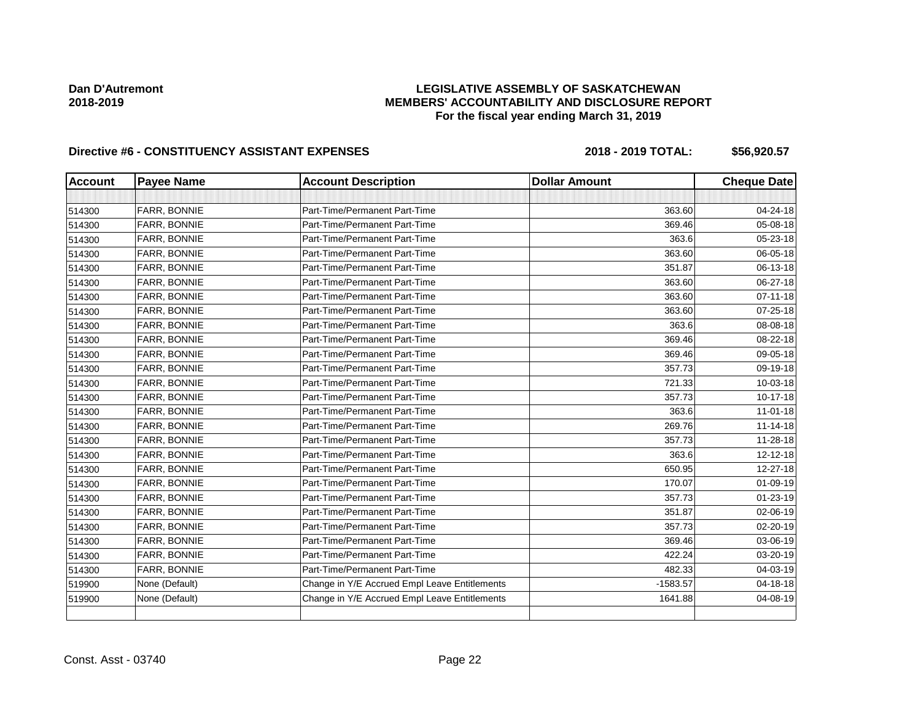**Dan D'Autremont**
**2018-2019**

# LEGISLATIVE ASSEMBLY OF SASKATCHEWAN
## MEMBERS' ACCOUNTABILITY AND DISCLOSURE REPORT
### For the fiscal year ending March 31, 2019

**Directive #6 - CONSTITUENCY ASSISTANT EXPENSES** **2018 - 2019 TOTAL: $56,920.57**

| Account | Payee Name | Account Description | Dollar Amount | Cheque Date |
|---|---|---|---|---|
| | | | | |
| 514300 | FARR, BONNIE | Part-Time/Permanent Part-Time | 363.60 | 04-24-18 |
| 514300 | FARR, BONNIE | Part-Time/Permanent Part-Time | 369.46 | 05-08-18 |
| 514300 | FARR, BONNIE | Part-Time/Permanent Part-Time | 363.6 | 05-23-18 |
| 514300 | FARR, BONNIE | Part-Time/Permanent Part-Time | 363.60 | 06-05-18 |
| 514300 | FARR, BONNIE | Part-Time/Permanent Part-Time | 351.87 | 06-13-18 |
| 514300 | FARR, BONNIE | Part-Time/Permanent Part-Time | 363.60 | 06-27-18 |
| 514300 | FARR, BONNIE | Part-Time/Permanent Part-Time | 363.60 | 07-11-18 |
| 514300 | FARR, BONNIE | Part-Time/Permanent Part-Time | 363.60 | 07-25-18 |
| 514300 | FARR, BONNIE | Part-Time/Permanent Part-Time | 363.6 | 08-08-18 |
| 514300 | FARR, BONNIE | Part-Time/Permanent Part-Time | 369.46 | 08-22-18 |
| 514300 | FARR, BONNIE | Part-Time/Permanent Part-Time | 369.46 | 09-05-18 |
| 514300 | FARR, BONNIE | Part-Time/Permanent Part-Time | 357.73 | 09-19-18 |
| 514300 | FARR, BONNIE | Part-Time/Permanent Part-Time | 721.33 | 10-03-18 |
| 514300 | FARR, BONNIE | Part-Time/Permanent Part-Time | 357.73 | 10-17-18 |
| 514300 | FARR, BONNIE | Part-Time/Permanent Part-Time | 363.6 | 11-01-18 |
| 514300 | FARR, BONNIE | Part-Time/Permanent Part-Time | 269.76 | 11-14-18 |
| 514300 | FARR, BONNIE | Part-Time/Permanent Part-Time | 357.73 | 11-28-18 |
| 514300 | FARR, BONNIE | Part-Time/Permanent Part-Time | 363.6 | 12-12-18 |
| 514300 | FARR, BONNIE | Part-Time/Permanent Part-Time | 650.95 | 12-27-18 |
| 514300 | FARR, BONNIE | Part-Time/Permanent Part-Time | 170.07 | 01-09-19 |
| 514300 | FARR, BONNIE | Part-Time/Permanent Part-Time | 357.73 | 01-23-19 |
| 514300 | FARR, BONNIE | Part-Time/Permanent Part-Time | 351.87 | 02-06-19 |
| 514300 | FARR, BONNIE | Part-Time/Permanent Part-Time | 357.73 | 02-20-19 |
| 514300 | FARR, BONNIE | Part-Time/Permanent Part-Time | 369.46 | 03-06-19 |
| 514300 | FARR, BONNIE | Part-Time/Permanent Part-Time | 422.24 | 03-20-19 |
| 514300 | FARR, BONNIE | Part-Time/Permanent Part-Time | 482.33 | 04-03-19 |
| 519900 | None (Default) | Change in Y/E Accrued Empl Leave Entitlements | -1583.57 | 04-18-18 |
| 519900 | None (Default) | Change in Y/E Accrued Empl Leave Entitlements | 1641.88 | 04-08-19 |
| | | | | |

Const. Asst - 03740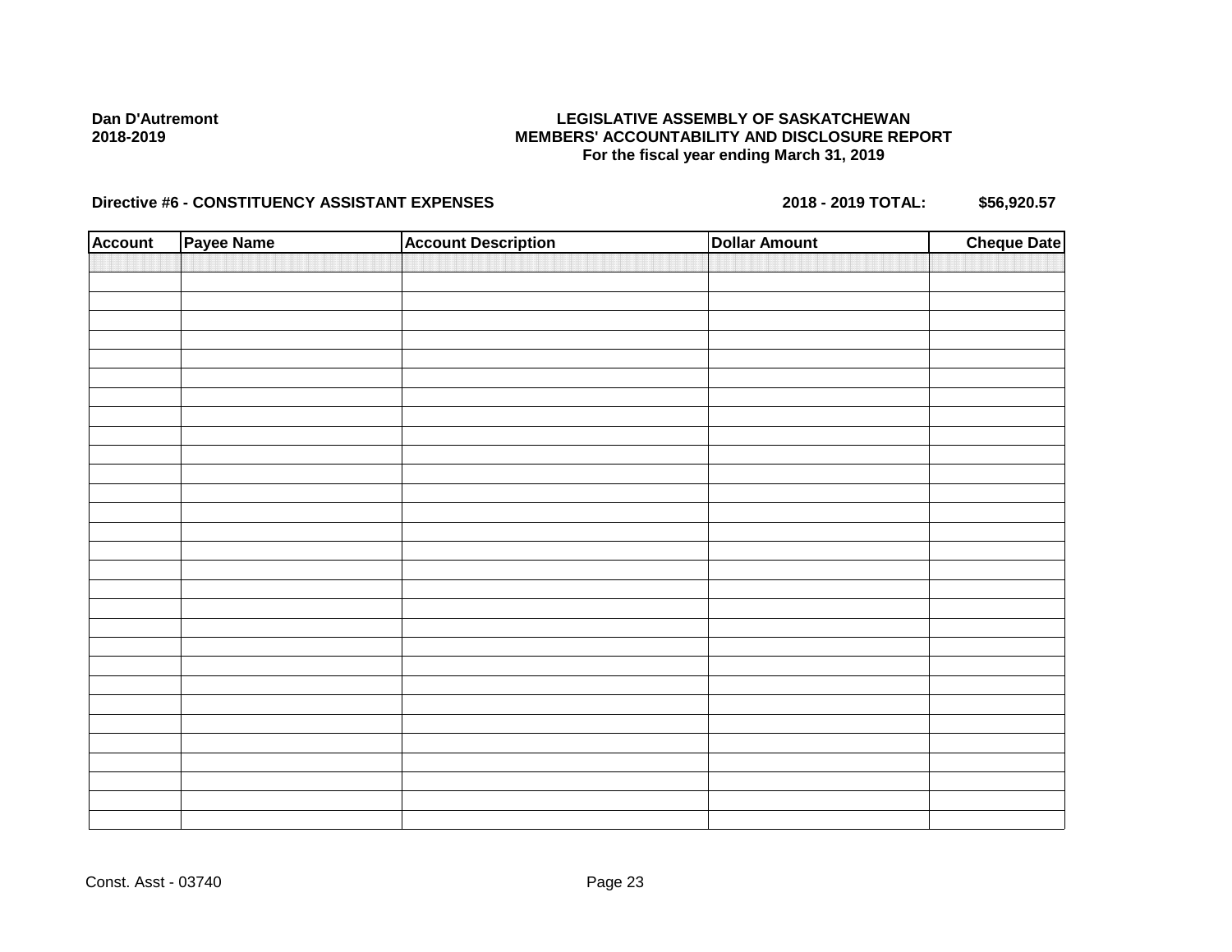**Dan D'Autremont**
**2018-2019**

**LEGISLATIVE ASSEMBLY OF SASKATCHEWAN**
**MEMBERS' ACCOUNTABILITY AND DISCLOSURE REPORT**
**For the fiscal year ending March 31, 2019**

**Directive #6 - CONSTITUENCY ASSISTANT EXPENSES** **2018 - 2019 TOTAL: $56,920.57**

| Account | Payee Name | Account Description | Dollar Amount | Cheque Date |
|---|---|---|---|---|
| | | | | |

Const. Asst - 03740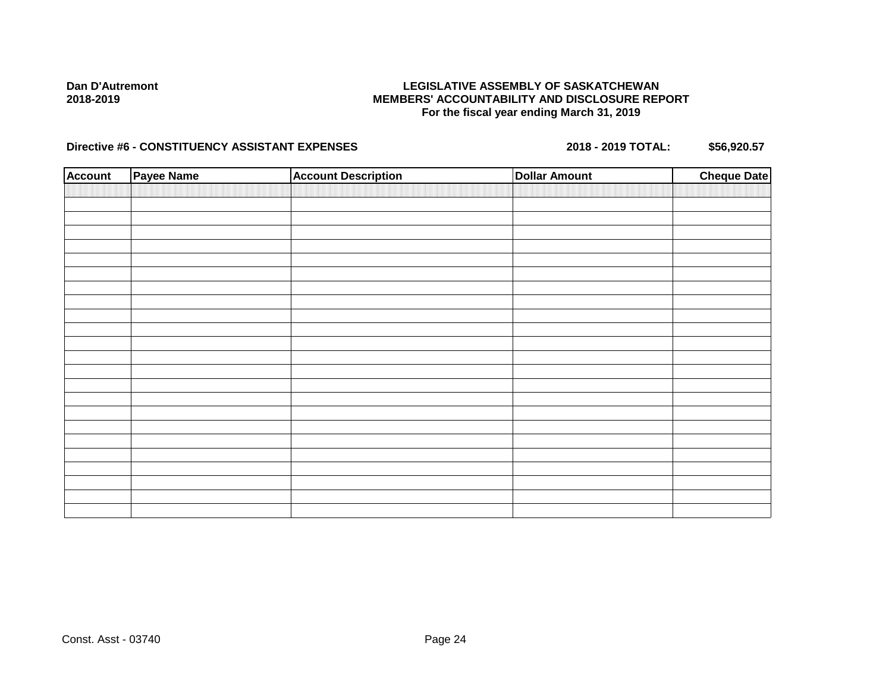**Dan D'Autremont**
**2018-2019**

**LEGISLATIVE ASSEMBLY OF SASKATCHEWAN**
**MEMBERS' ACCOUNTABILITY AND DISCLOSURE REPORT**
**For the fiscal year ending March 31, 2019**

**Directive #6 - CONSTITUENCY ASSISTANT EXPENSES** **2018 - 2019 TOTAL:** **$56,920.57**

| Account | Payee Name | Account Description | Dollar Amount | Cheque Date |
|---|---|---|---|---|
| | | | | |

Const. Asst - 03740